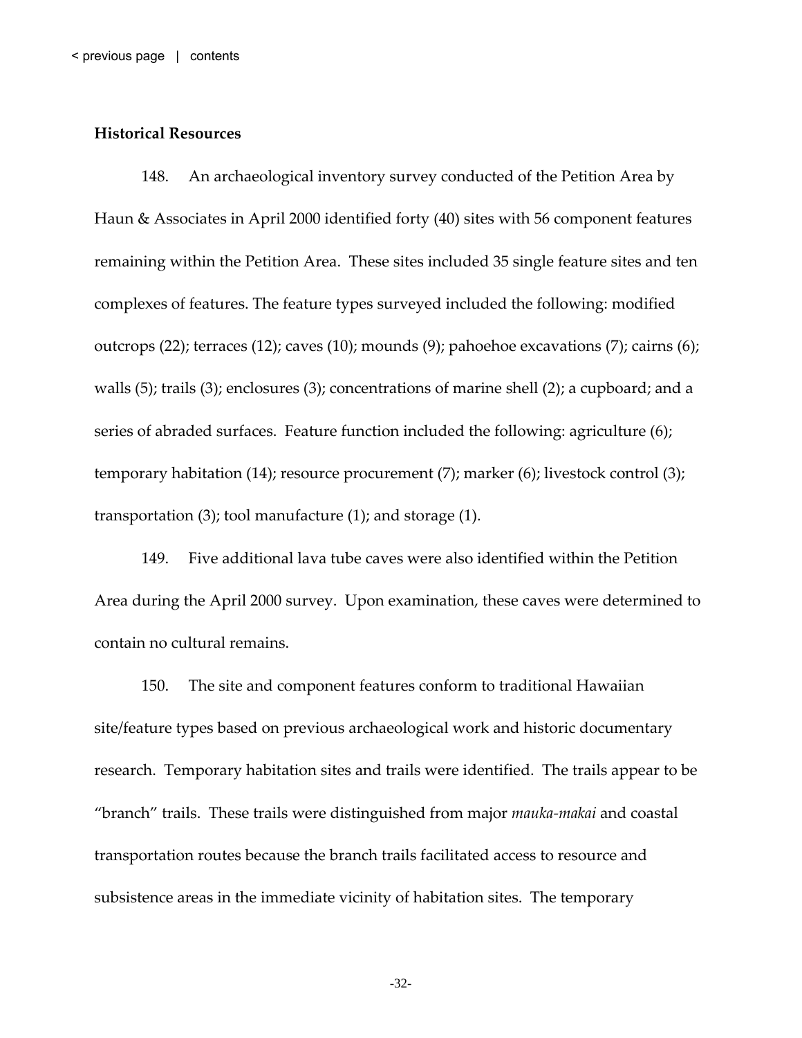**Historical Resources**

148. An archaeological inventory survey conducted of the Petition Area by Haun & Associates in April 2000 identified forty (40) sites with 56 component features remaining within the Petition Area. These sites included 35 single feature sites and ten complexes of features. The feature types surveyed included the following: modified outcrops (22); terraces (12); caves (10); mounds (9); pahoehoe excavations (7); cairns (6); walls (5); trails (3); enclosures (3); concentrations of marine shell (2); a cupboard; and a series of abraded surfaces. Feature function included the following: agriculture (6); temporary habitation (14); resource procurement (7); marker (6); livestock control (3); transportation (3); tool manufacture (1); and storage (1).

149. Five additional lava tube caves were also identified within the Petition Area during the April 2000 survey. Upon examination, these caves were determined to contain no cultural remains.

150. The site and component features conform to traditional Hawaiian site/feature types based on previous archaeological work and historic documentary research. Temporary habitation sites and trails were identified. The trails appear to be "branch" trails. These trails were distinguished from major *mauka-makai* and coastal transportation routes because the branch trails facilitated access to resource and subsistence areas in the immediate vicinity of habitation sites. The temporary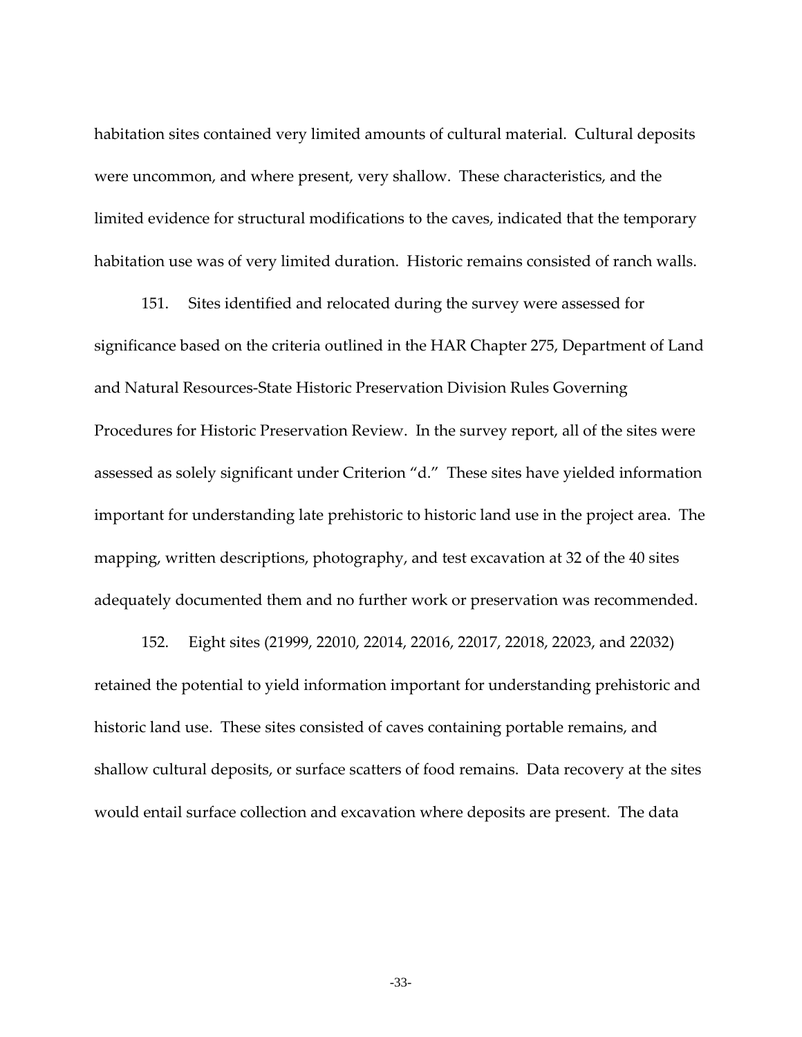habitation sites contained very limited amounts of cultural material. Cultural deposits were uncommon, and where present, very shallow. These characteristics, and the limited evidence for structural modifications to the caves, indicated that the temporary habitation use was of very limited duration. Historic remains consisted of ranch walls.

151. Sites identified and relocated during the survey were assessed for significance based on the criteria outlined in the HAR Chapter 275, Department of Land and Natural Resources-State Historic Preservation Division Rules Governing Procedures for Historic Preservation Review. In the survey report, all of the sites were assessed as solely significant under Criterion "d." These sites have yielded information important for understanding late prehistoric to historic land use in the project area. The mapping, written descriptions, photography, and test excavation at 32 of the 40 sites adequately documented them and no further work or preservation was recommended.

152. Eight sites (21999, 22010, 22014, 22016, 22017, 22018, 22023, and 22032) retained the potential to yield information important for understanding prehistoric and historic land use. These sites consisted of caves containing portable remains, and shallow cultural deposits, or surface scatters of food remains. Data recovery at the sites would entail surface collection and excavation where deposits are present. The data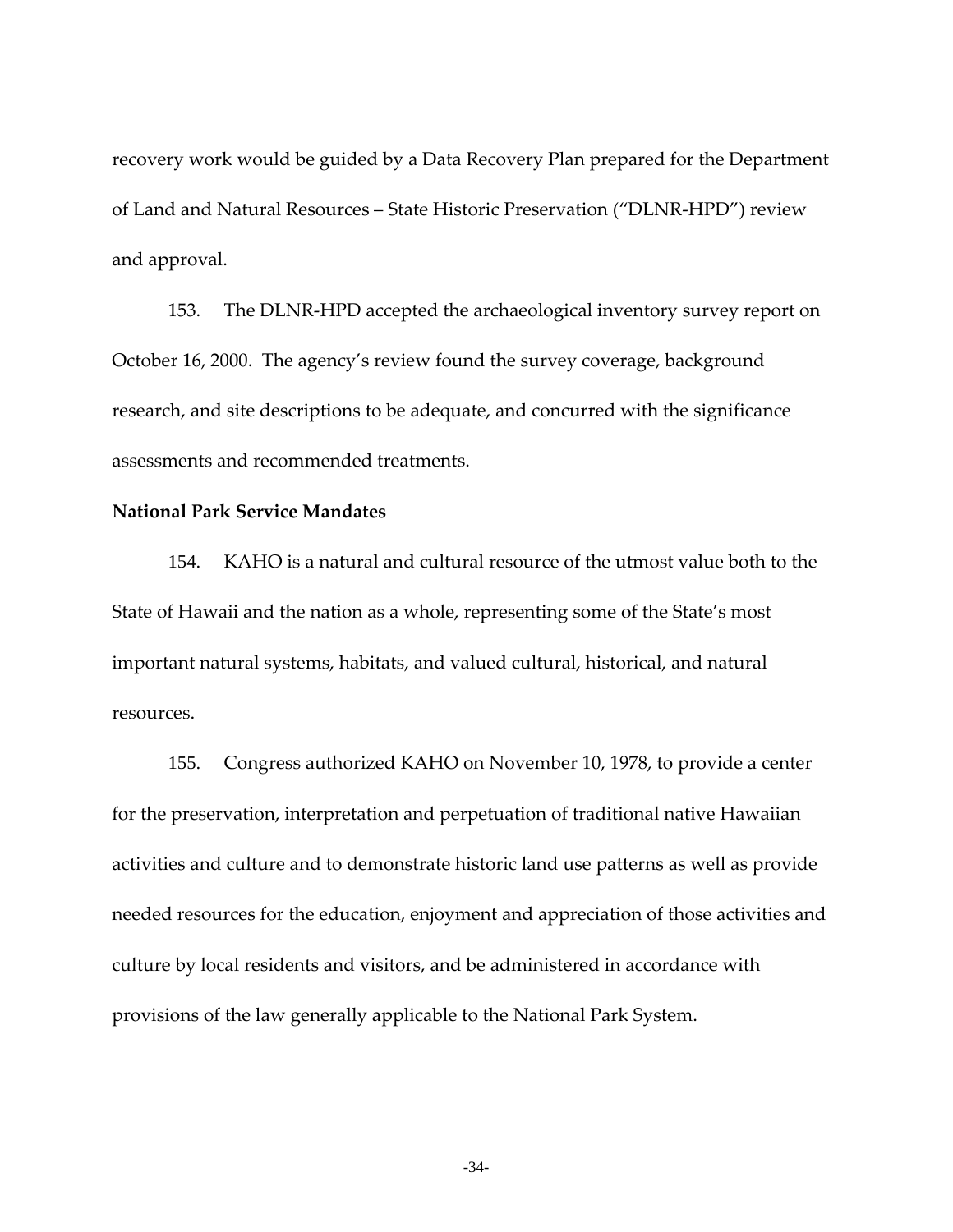recovery work would be guided by a Data Recovery Plan prepared for the Department of Land and Natural Resources – State Historic Preservation ("DLNR-HPD") review and approval.

153. The DLNR-HPD accepted the archaeological inventory survey report on October 16, 2000. The agency's review found the survey coverage, background research, and site descriptions to be adequate, and concurred with the significance assessments and recommended treatments.

**National Park Service Mandates**

154. KAHO is a natural and cultural resource of the utmost value both to the State of Hawaii and the nation as a whole, representing some of the State's most important natural systems, habitats, and valued cultural, historical, and natural resources.

155. Congress authorized KAHO on November 10, 1978, to provide a center for the preservation, interpretation and perpetuation of traditional native Hawaiian activities and culture and to demonstrate historic land use patterns as well as provide needed resources for the education, enjoyment and appreciation of those activities and culture by local residents and visitors, and be administered in accordance with provisions of the law generally applicable to the National Park System.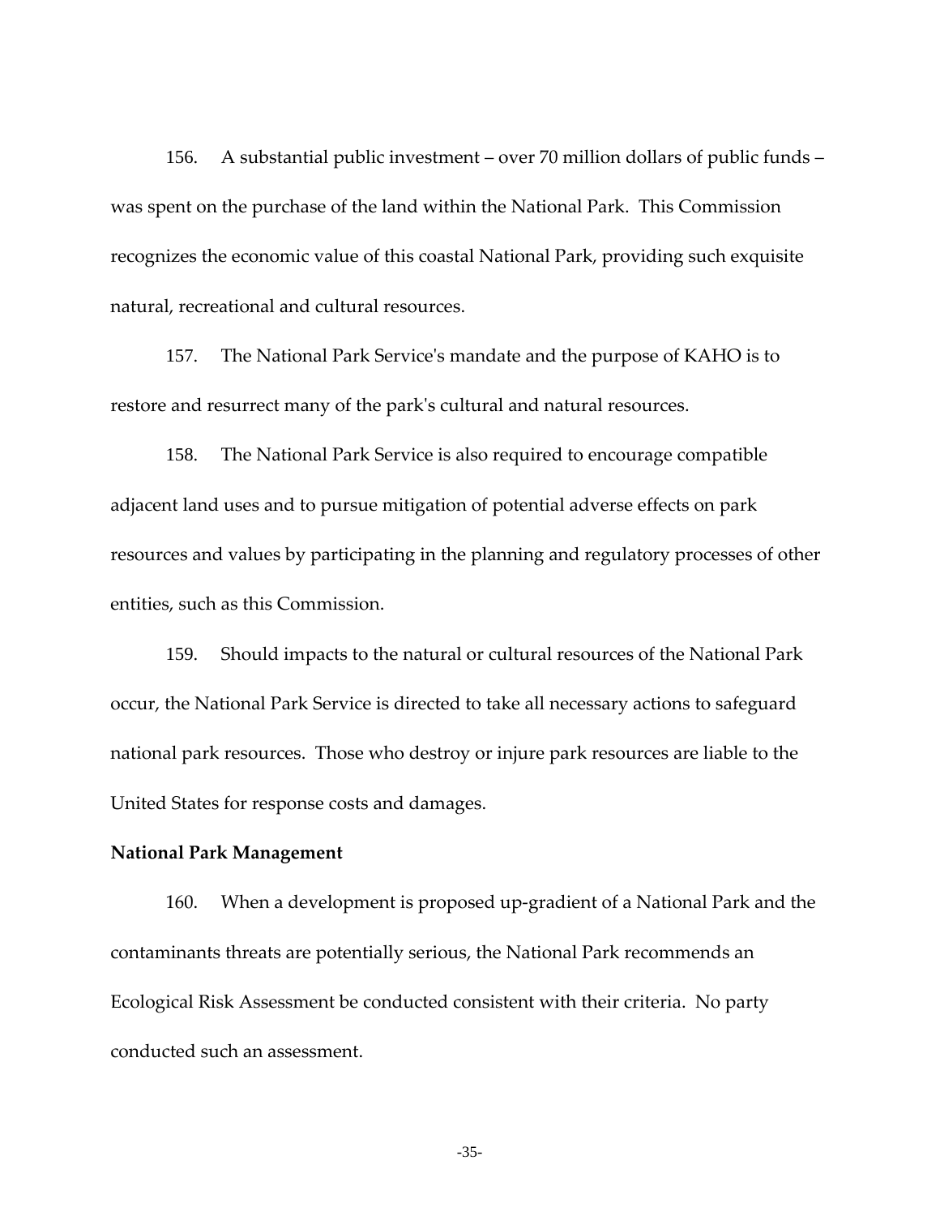156. A substantial public investment – over 70 million dollars of public funds – was spent on the purchase of the land within the National Park. This Commission recognizes the economic value of this coastal National Park, providing such exquisite natural, recreational and cultural resources.

157. The National Park Service's mandate and the purpose of KAHO is to restore and resurrect many of the park's cultural and natural resources.

158. The National Park Service is also required to encourage compatible adjacent land uses and to pursue mitigation of potential adverse effects on park resources and values by participating in the planning and regulatory processes of other entities, such as this Commission.

159. Should impacts to the natural or cultural resources of the National Park occur, the National Park Service is directed to take all necessary actions to safeguard national park resources. Those who destroy or injure park resources are liable to the United States for response costs and damages.

**National Park Management**

160. When a development is proposed up-gradient of a National Park and the contaminants threats are potentially serious, the National Park recommends an Ecological Risk Assessment be conducted consistent with their criteria. No party conducted such an assessment.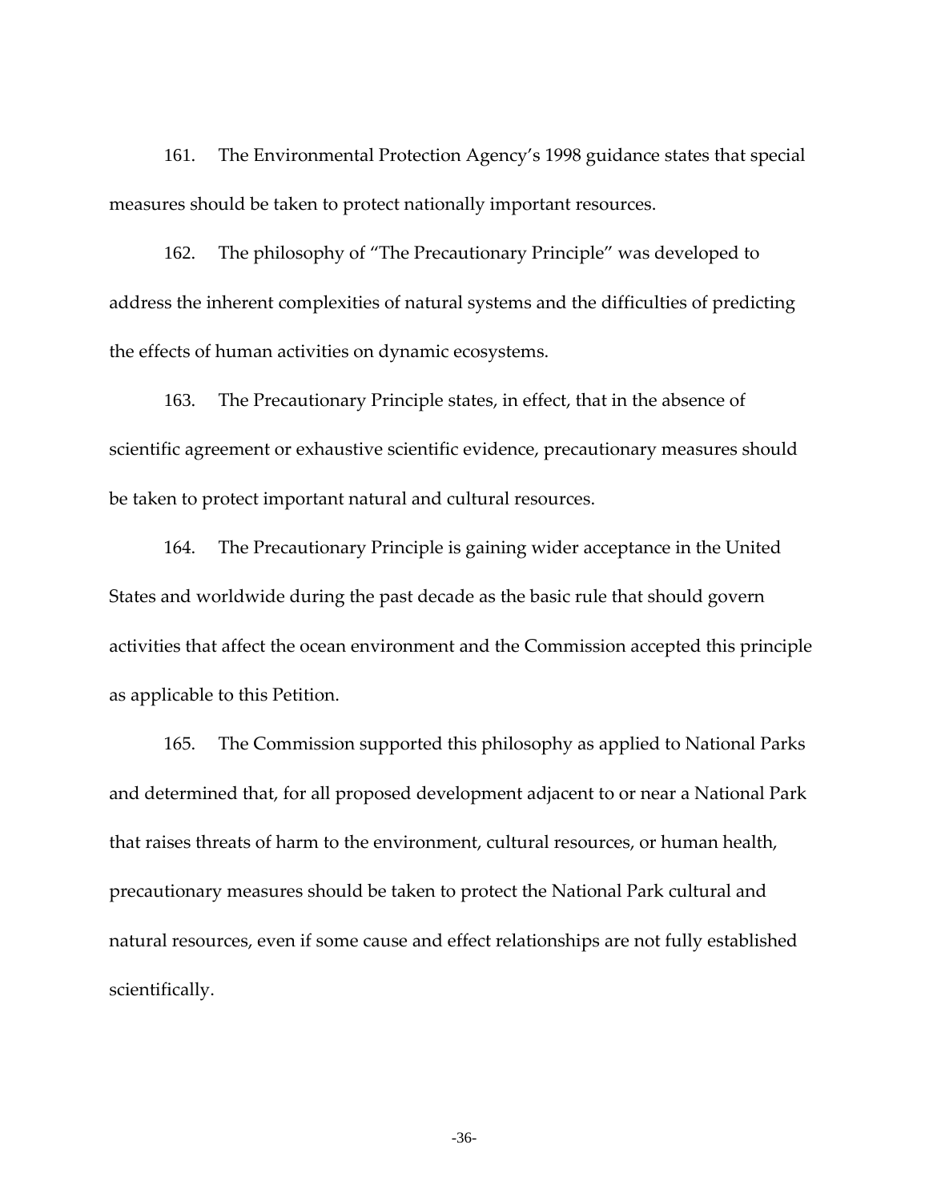161. The Environmental Protection Agency's 1998 guidance states that special measures should be taken to protect nationally important resources.

162. The philosophy of "The Precautionary Principle" was developed to address the inherent complexities of natural systems and the difficulties of predicting the effects of human activities on dynamic ecosystems.

163. The Precautionary Principle states, in effect, that in the absence of scientific agreement or exhaustive scientific evidence, precautionary measures should be taken to protect important natural and cultural resources.

164. The Precautionary Principle is gaining wider acceptance in the United States and worldwide during the past decade as the basic rule that should govern activities that affect the ocean environment and the Commission accepted this principle as applicable to this Petition.

165. The Commission supported this philosophy as applied to National Parks and determined that, for all proposed development adjacent to or near a National Park that raises threats of harm to the environment, cultural resources, or human health, precautionary measures should be taken to protect the National Park cultural and natural resources, even if some cause and effect relationships are not fully established scientifically.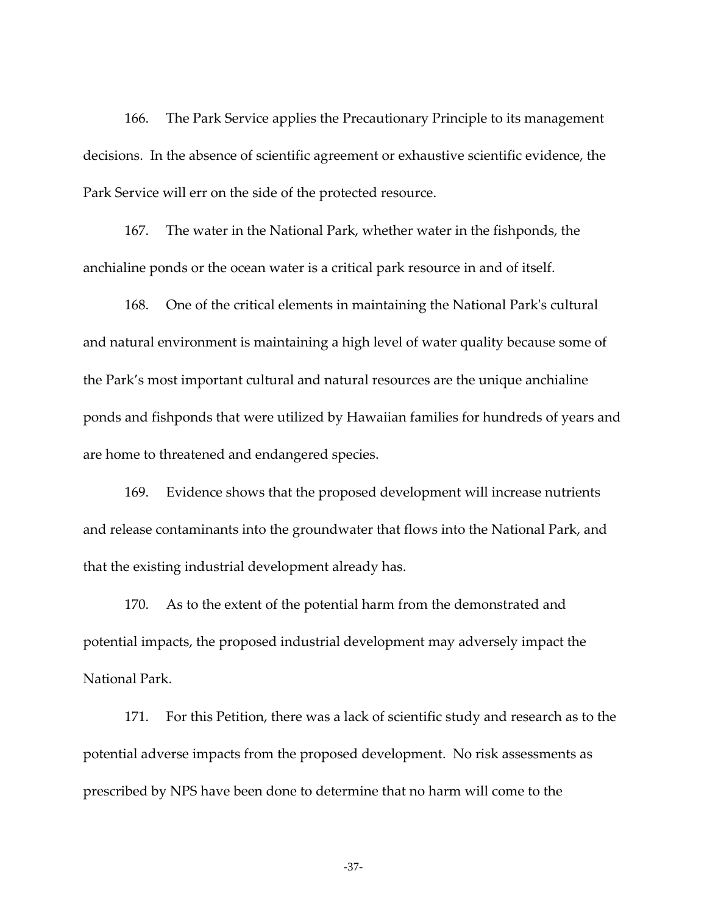166. The Park Service applies the Precautionary Principle to its management decisions. In the absence of scientific agreement or exhaustive scientific evidence, the Park Service will err on the side of the protected resource.

167. The water in the National Park, whether water in the fishponds, the anchialine ponds or the ocean water is a critical park resource in and of itself.

168. One of the critical elements in maintaining the National Park's cultural and natural environment is maintaining a high level of water quality because some of the Park's most important cultural and natural resources are the unique anchialine ponds and fishponds that were utilized by Hawaiian families for hundreds of years and are home to threatened and endangered species.

169. Evidence shows that the proposed development will increase nutrients and release contaminants into the groundwater that flows into the National Park, and that the existing industrial development already has.

170. As to the extent of the potential harm from the demonstrated and potential impacts, the proposed industrial development may adversely impact the National Park.

171. For this Petition, there was a lack of scientific study and research as to the potential adverse impacts from the proposed development. No risk assessments as prescribed by NPS have been done to determine that no harm will come to the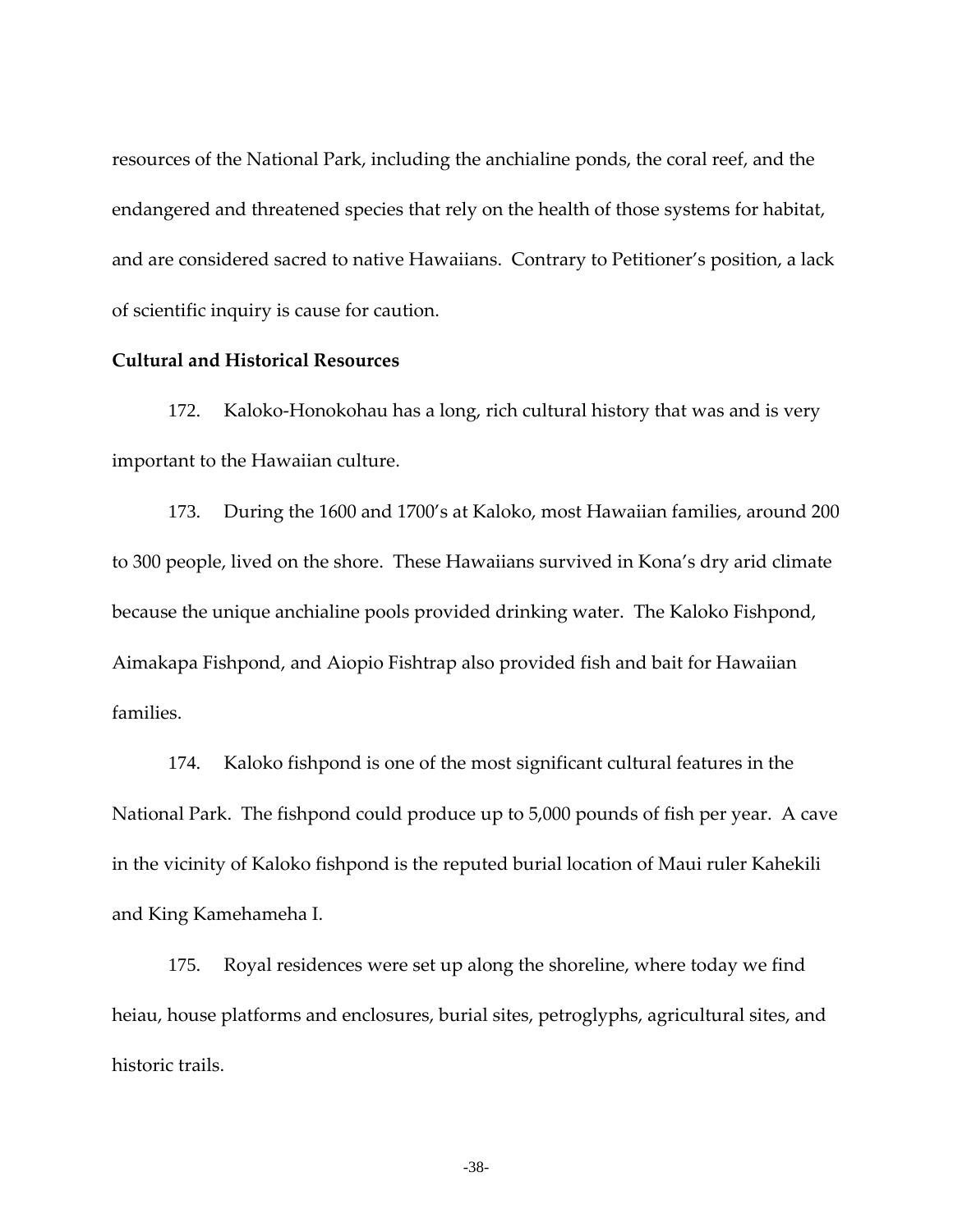resources of the National Park, including the anchialine ponds, the coral reef, and the endangered and threatened species that rely on the health of those systems for habitat, and are considered sacred to native Hawaiians. Contrary to Petitioner's position, a lack of scientific inquiry is cause for caution.

**Cultural and Historical Resources**

172. Kaloko-Honokohau has a long, rich cultural history that was and is very important to the Hawaiian culture.

173. During the 1600 and 1700's at Kaloko, most Hawaiian families, around 200 to 300 people, lived on the shore. These Hawaiians survived in Kona's dry arid climate because the unique anchialine pools provided drinking water. The Kaloko Fishpond, Aimakapa Fishpond, and Aiopio Fishtrap also provided fish and bait for Hawaiian families.

174. Kaloko fishpond is one of the most significant cultural features in the National Park. The fishpond could produce up to 5,000 pounds of fish per year. A cave in the vicinity of Kaloko fishpond is the reputed burial location of Maui ruler Kahekili and King Kamehameha I.

175. Royal residences were set up along the shoreline, where today we find heiau, house platforms and enclosures, burial sites, petroglyphs, agricultural sites, and historic trails.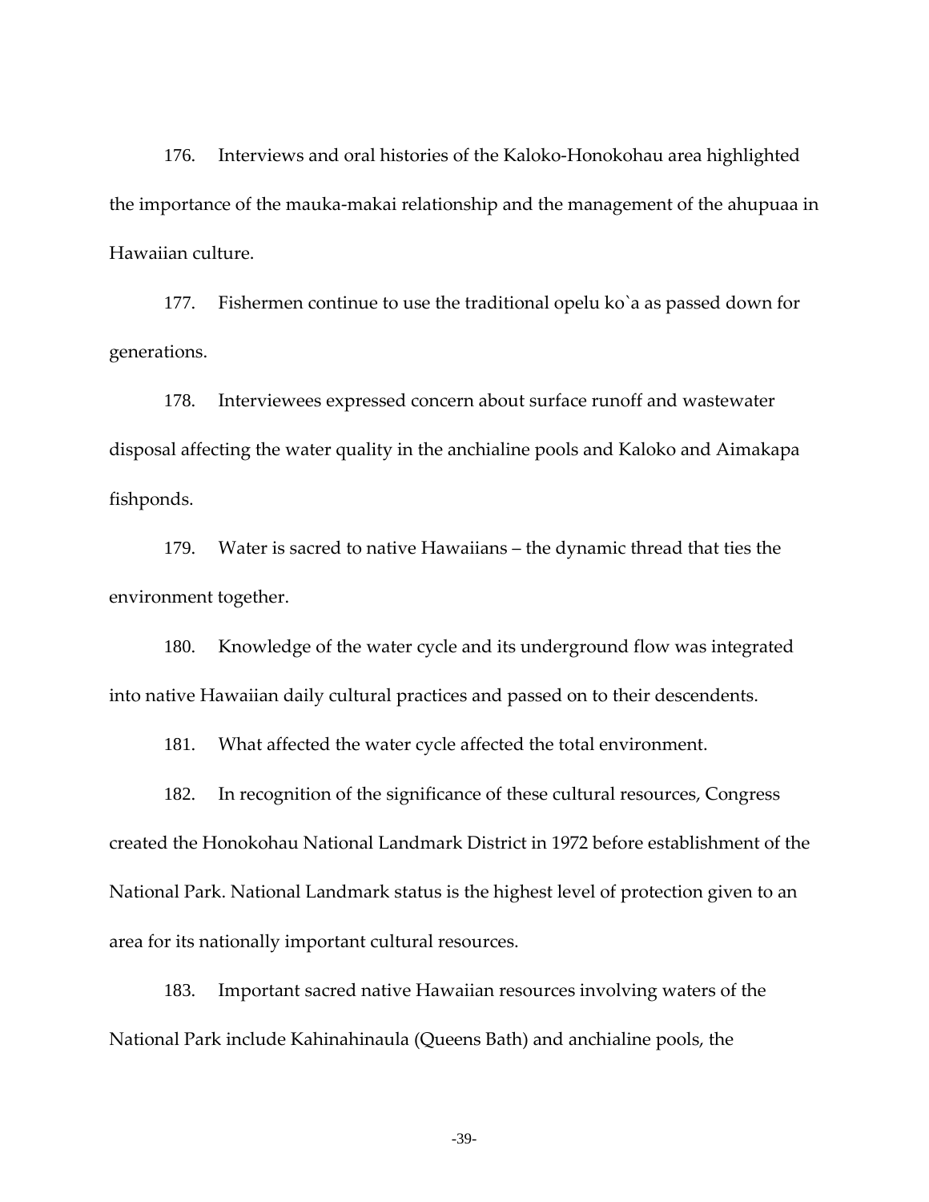176. Interviews and oral histories of the Kaloko-Honokohau area highlighted the importance of the mauka-makai relationship and the management of the ahupuaa in Hawaiian culture.

177. Fishermen continue to use the traditional opelu ko`a as passed down for generations.

178. Interviewees expressed concern about surface runoff and wastewater disposal affecting the water quality in the anchialine pools and Kaloko and Aimakapa fishponds.

179. Water is sacred to native Hawaiians – the dynamic thread that ties the environment together.

180. Knowledge of the water cycle and its underground flow was integrated into native Hawaiian daily cultural practices and passed on to their descendents.

181. What affected the water cycle affected the total environment.

182. In recognition of the significance of these cultural resources, Congress created the Honokohau National Landmark District in 1972 before establishment of the National Park. National Landmark status is the highest level of protection given to an area for its nationally important cultural resources.

183. Important sacred native Hawaiian resources involving waters of the National Park include Kahinahinaula (Queens Bath) and anchialine pools, the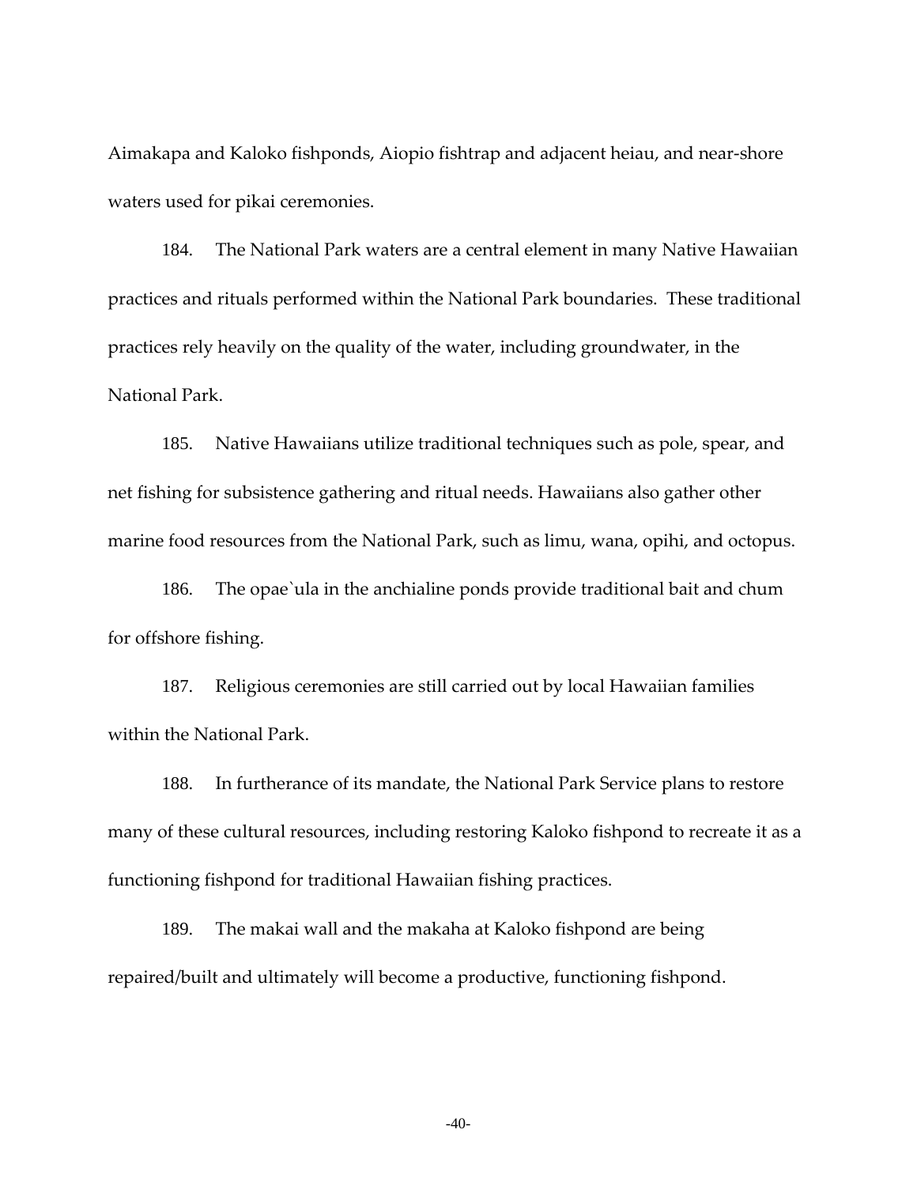Aimakapa and Kaloko fishponds, Aiopio fishtrap and adjacent heiau, and near-shore waters used for pikai ceremonies.

184. The National Park waters are a central element in many Native Hawaiian practices and rituals performed within the National Park boundaries. These traditional practices rely heavily on the quality of the water, including groundwater, in the National Park.

185. Native Hawaiians utilize traditional techniques such as pole, spear, and net fishing for subsistence gathering and ritual needs. Hawaiians also gather other marine food resources from the National Park, such as limu, wana, opihi, and octopus.

186. The opae`ula in the anchialine ponds provide traditional bait and chum for offshore fishing.

187. Religious ceremonies are still carried out by local Hawaiian families within the National Park.

188. In furtherance of its mandate, the National Park Service plans to restore many of these cultural resources, including restoring Kaloko fishpond to recreate it as a functioning fishpond for traditional Hawaiian fishing practices.

189. The makai wall and the makaha at Kaloko fishpond are being repaired/built and ultimately will become a productive, functioning fishpond.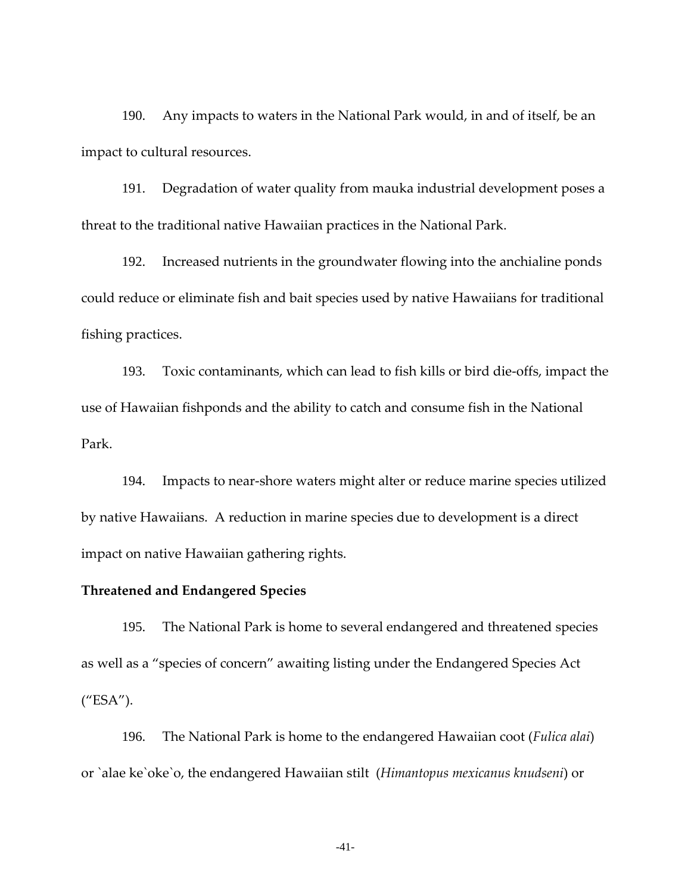190. Any impacts to waters in the National Park would, in and of itself, be an impact to cultural resources.

191. Degradation of water quality from mauka industrial development poses a threat to the traditional native Hawaiian practices in the National Park.

192. Increased nutrients in the groundwater flowing into the anchialine ponds could reduce or eliminate fish and bait species used by native Hawaiians for traditional fishing practices.

193. Toxic contaminants, which can lead to fish kills or bird die-offs, impact the use of Hawaiian fishponds and the ability to catch and consume fish in the National Park.

194. Impacts to near-shore waters might alter or reduce marine species utilized by native Hawaiians. A reduction in marine species due to development is a direct impact on native Hawaiian gathering rights.

**Threatened and Endangered Species**

195. The National Park is home to several endangered and threatened species as well as a “species of concern” awaiting listing under the Endangered Species Act (“ESA”).

196. The National Park is home to the endangered Hawaiian coot (*Fulica alai*) or `alae ke`oke`o, the endangered Hawaiian stilt (*Himantopus mexicanus knudseni*) or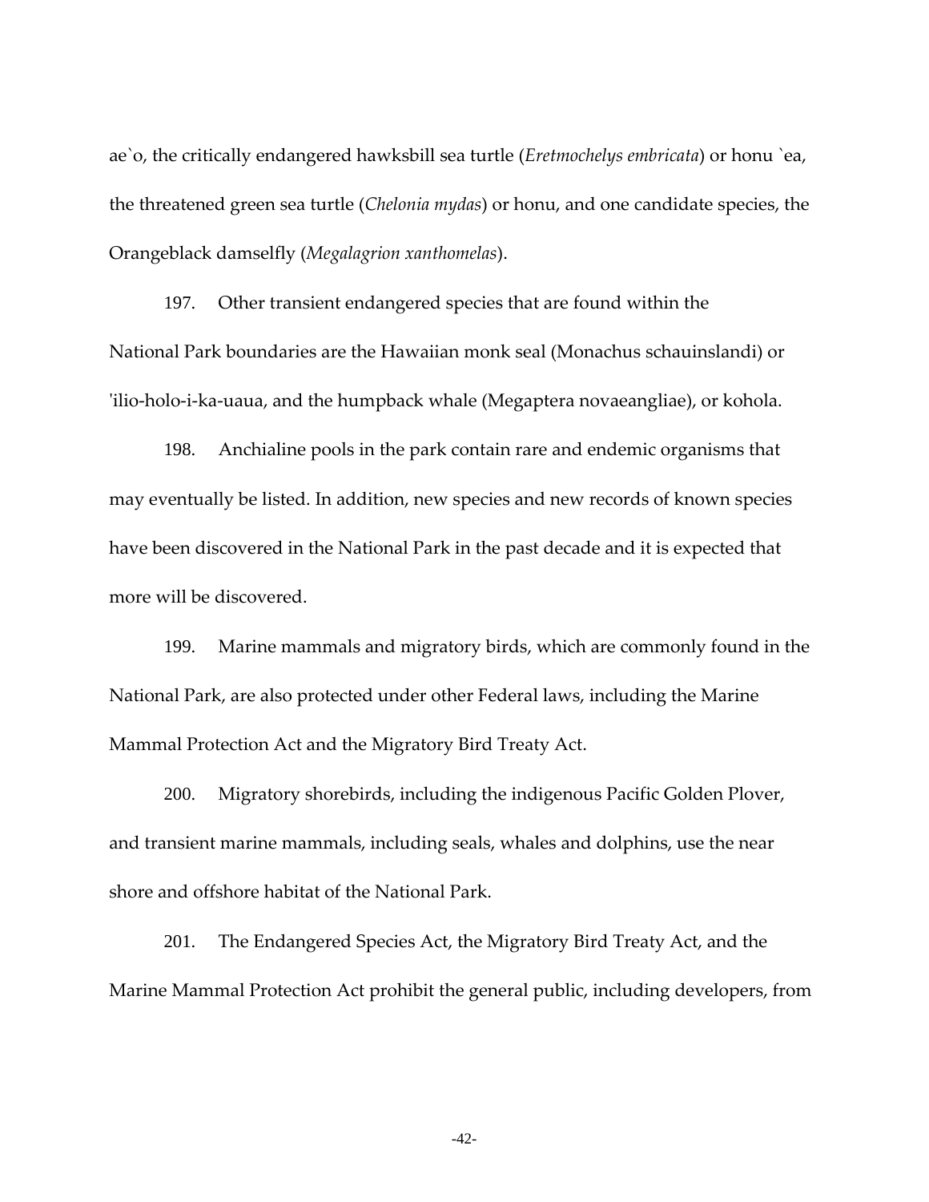ae`o, the critically endangered hawksbill sea turtle (*Eretmochelys embricata*) or honu `ea, the threatened green sea turtle (*Chelonia mydas*) or honu, and one candidate species, the Orangeblack damselfly (*Megalagrion xanthomelas*).

197. Other transient endangered species that are found within the National Park boundaries are the Hawaiian monk seal (Monachus schauinslandi) or 'ilio-holo-i-ka-uaua, and the humpback whale (Megaptera novaeangliae), or kohola.

198. Anchialine pools in the park contain rare and endemic organisms that may eventually be listed. In addition, new species and new records of known species have been discovered in the National Park in the past decade and it is expected that more will be discovered.

199. Marine mammals and migratory birds, which are commonly found in the National Park, are also protected under other Federal laws, including the Marine Mammal Protection Act and the Migratory Bird Treaty Act.

200. Migratory shorebirds, including the indigenous Pacific Golden Plover, and transient marine mammals, including seals, whales and dolphins, use the near shore and offshore habitat of the National Park.

201. The Endangered Species Act, the Migratory Bird Treaty Act, and the Marine Mammal Protection Act prohibit the general public, including developers, from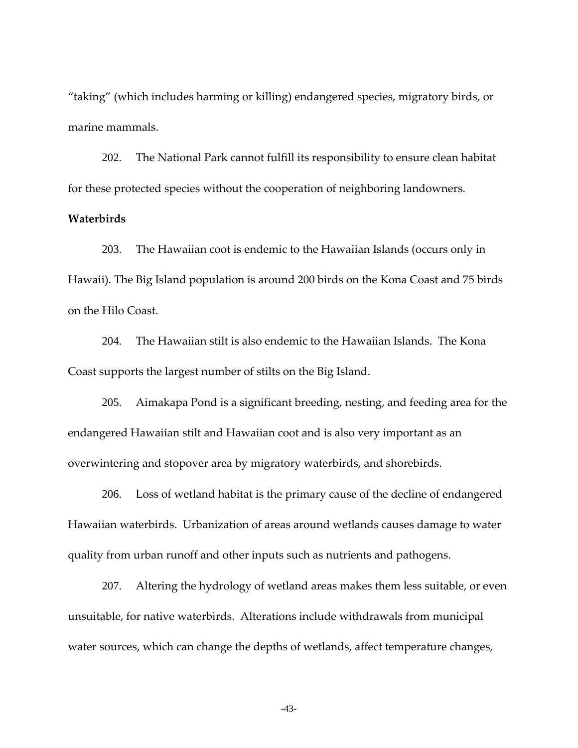"taking" (which includes harming or killing) endangered species, migratory birds, or marine mammals.

202. The National Park cannot fulfill its responsibility to ensure clean habitat for these protected species without the cooperation of neighboring landowners.

**Waterbirds**

203. The Hawaiian coot is endemic to the Hawaiian Islands (occurs only in Hawaii). The Big Island population is around 200 birds on the Kona Coast and 75 birds on the Hilo Coast.

204. The Hawaiian stilt is also endemic to the Hawaiian Islands. The Kona Coast supports the largest number of stilts on the Big Island.

205. Aimakapa Pond is a significant breeding, nesting, and feeding area for the endangered Hawaiian stilt and Hawaiian coot and is also very important as an overwintering and stopover area by migratory waterbirds, and shorebirds.

206. Loss of wetland habitat is the primary cause of the decline of endangered Hawaiian waterbirds. Urbanization of areas around wetlands causes damage to water quality from urban runoff and other inputs such as nutrients and pathogens.

207. Altering the hydrology of wetland areas makes them less suitable, or even unsuitable, for native waterbirds. Alterations include withdrawals from municipal water sources, which can change the depths of wetlands, affect temperature changes,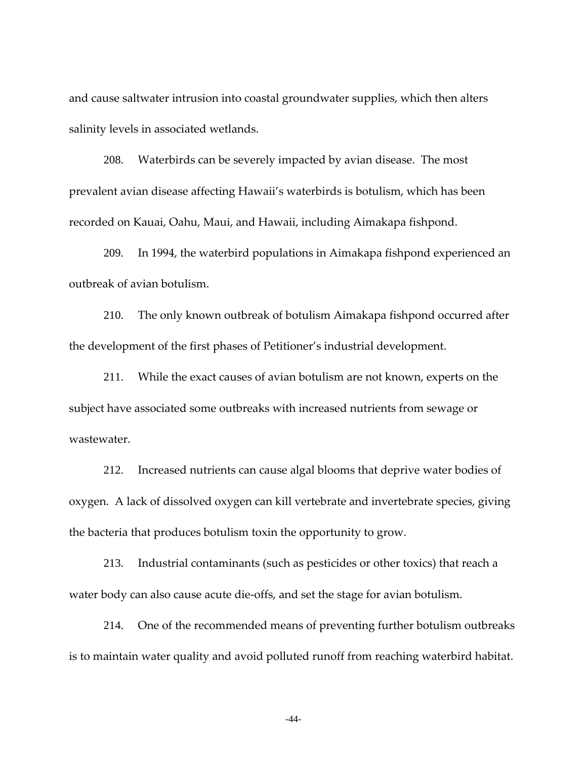and cause saltwater intrusion into coastal groundwater supplies, which then alters salinity levels in associated wetlands.

208. Waterbirds can be severely impacted by avian disease. The most prevalent avian disease affecting Hawaii's waterbirds is botulism, which has been recorded on Kauai, Oahu, Maui, and Hawaii, including Aimakapa fishpond.

209. In 1994, the waterbird populations in Aimakapa fishpond experienced an outbreak of avian botulism.

210. The only known outbreak of botulism Aimakapa fishpond occurred after the development of the first phases of Petitioner's industrial development.

211. While the exact causes of avian botulism are not known, experts on the subject have associated some outbreaks with increased nutrients from sewage or wastewater.

212. Increased nutrients can cause algal blooms that deprive water bodies of oxygen. A lack of dissolved oxygen can kill vertebrate and invertebrate species, giving the bacteria that produces botulism toxin the opportunity to grow.

213. Industrial contaminants (such as pesticides or other toxics) that reach a water body can also cause acute die-offs, and set the stage for avian botulism.

214. One of the recommended means of preventing further botulism outbreaks is to maintain water quality and avoid polluted runoff from reaching waterbird habitat.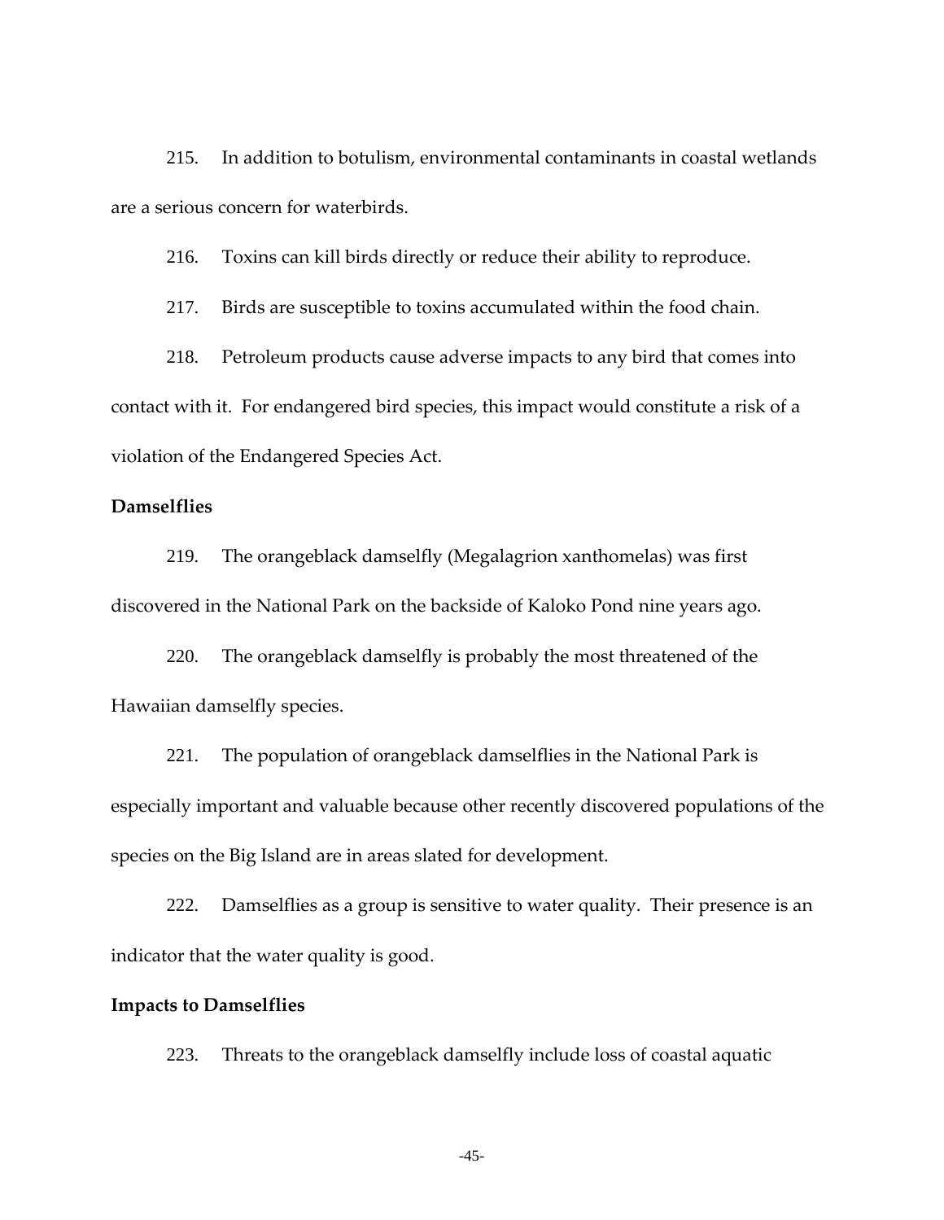215. In addition to botulism, environmental contaminants in coastal wetlands are a serious concern for waterbirds.

216. Toxins can kill birds directly or reduce their ability to reproduce.

217. Birds are susceptible to toxins accumulated within the food chain.

218. Petroleum products cause adverse impacts to any bird that comes into contact with it. For endangered bird species, this impact would constitute a risk of a violation of the Endangered Species Act.

**Damselflies**

219. The orangeblack damselfly (Megalagrion xanthomelas) was first discovered in the National Park on the backside of Kaloko Pond nine years ago.

220. The orangeblack damselfly is probably the most threatened of the Hawaiian damselfly species.

221. The population of orangeblack damselflies in the National Park is especially important and valuable because other recently discovered populations of the species on the Big Island are in areas slated for development.

222. Damselflies as a group is sensitive to water quality. Their presence is an indicator that the water quality is good.

**Impacts to Damselflies**

223. Threats to the orangeblack damselfly include loss of coastal aquatic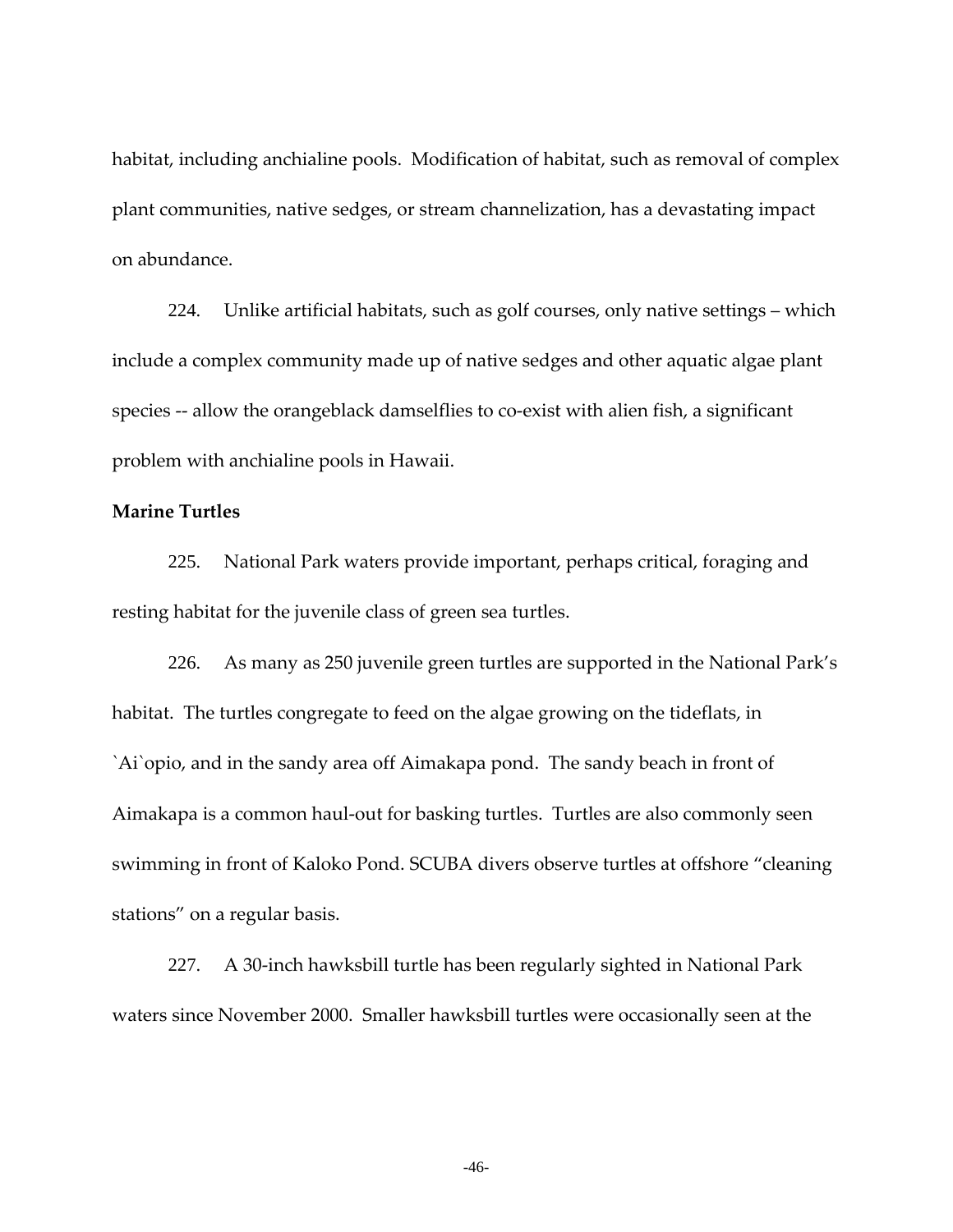habitat, including anchialine pools. Modification of habitat, such as removal of complex plant communities, native sedges, or stream channelization, has a devastating impact on abundance.

224. Unlike artificial habitats, such as golf courses, only native settings – which include a complex community made up of native sedges and other aquatic algae plant species -- allow the orangeblack damselflies to co-exist with alien fish, a significant problem with anchialine pools in Hawaii.

**Marine Turtles**

225. National Park waters provide important, perhaps critical, foraging and resting habitat for the juvenile class of green sea turtles.

226. As many as 250 juvenile green turtles are supported in the National Park's habitat. The turtles congregate to feed on the algae growing on the tideflats, in `Ai`opio, and in the sandy area off Aimakapa pond. The sandy beach in front of Aimakapa is a common haul-out for basking turtles. Turtles are also commonly seen swimming in front of Kaloko Pond. SCUBA divers observe turtles at offshore "cleaning stations" on a regular basis.

227. A 30-inch hawksbill turtle has been regularly sighted in National Park waters since November 2000. Smaller hawksbill turtles were occasionally seen at the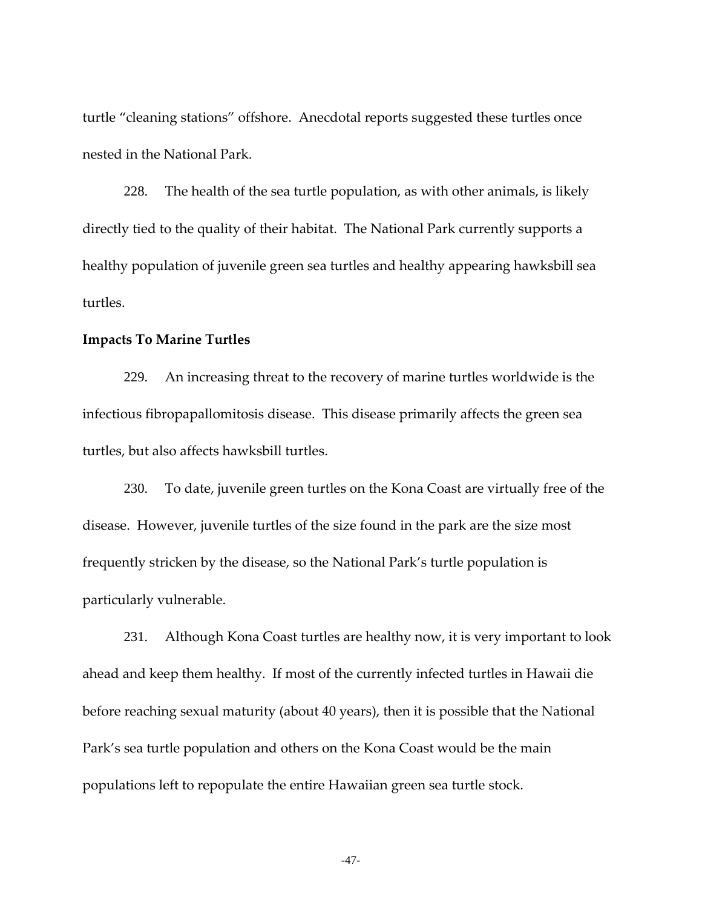turtle “cleaning stations” offshore. Anecdotal reports suggested these turtles once nested in the National Park.

228. The health of the sea turtle population, as with other animals, is likely directly tied to the quality of their habitat. The National Park currently supports a healthy population of juvenile green sea turtles and healthy appearing hawksbill sea turtles.

**Impacts To Marine Turtles**

229. An increasing threat to the recovery of marine turtles worldwide is the infectious fibropapallomitosis disease. This disease primarily affects the green sea turtles, but also affects hawksbill turtles.

230. To date, juvenile green turtles on the Kona Coast are virtually free of the disease. However, juvenile turtles of the size found in the park are the size most frequently stricken by the disease, so the National Park’s turtle population is particularly vulnerable.

231. Although Kona Coast turtles are healthy now, it is very important to look ahead and keep them healthy. If most of the currently infected turtles in Hawaii die before reaching sexual maturity (about 40 years), then it is possible that the National Park’s sea turtle population and others on the Kona Coast would be the main populations left to repopulate the entire Hawaiian green sea turtle stock.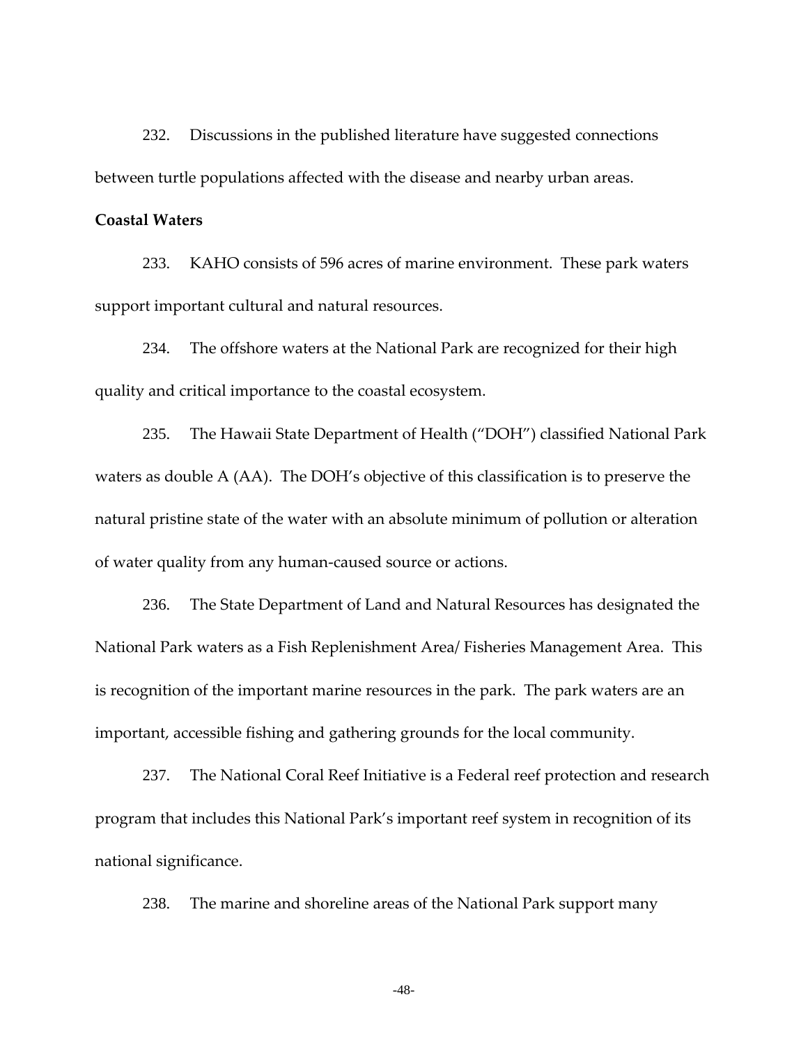232. Discussions in the published literature have suggested connections between turtle populations affected with the disease and nearby urban areas.

**Coastal Waters**

233. KAHO consists of 596 acres of marine environment. These park waters support important cultural and natural resources.

234. The offshore waters at the National Park are recognized for their high quality and critical importance to the coastal ecosystem.

235. The Hawaii State Department of Health ("DOH") classified National Park waters as double A (AA). The DOH's objective of this classification is to preserve the natural pristine state of the water with an absolute minimum of pollution or alteration of water quality from any human-caused source or actions.

236. The State Department of Land and Natural Resources has designated the National Park waters as a Fish Replenishment Area/ Fisheries Management Area. This is recognition of the important marine resources in the park. The park waters are an important, accessible fishing and gathering grounds for the local community.

237. The National Coral Reef Initiative is a Federal reef protection and research program that includes this National Park's important reef system in recognition of its national significance.

238. The marine and shoreline areas of the National Park support many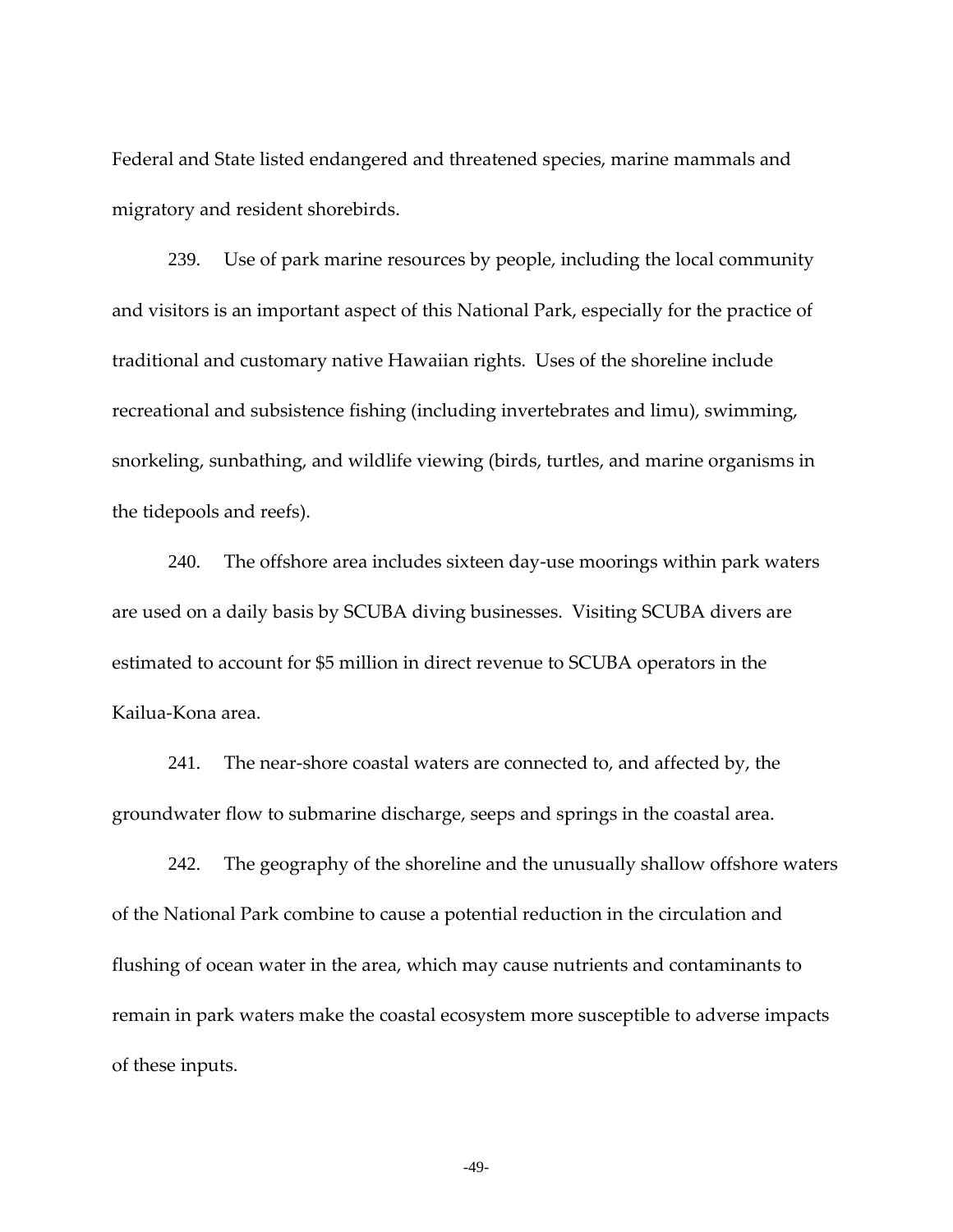Federal and State listed endangered and threatened species, marine mammals and migratory and resident shorebirds.

239. Use of park marine resources by people, including the local community and visitors is an important aspect of this National Park, especially for the practice of traditional and customary native Hawaiian rights. Uses of the shoreline include recreational and subsistence fishing (including invertebrates and limu), swimming, snorkeling, sunbathing, and wildlife viewing (birds, turtles, and marine organisms in the tidepools and reefs).

240. The offshore area includes sixteen day-use moorings within park waters are used on a daily basis by SCUBA diving businesses. Visiting SCUBA divers are estimated to account for $5 million in direct revenue to SCUBA operators in the Kailua-Kona area.

241. The near-shore coastal waters are connected to, and affected by, the groundwater flow to submarine discharge, seeps and springs in the coastal area.

242. The geography of the shoreline and the unusually shallow offshore waters of the National Park combine to cause a potential reduction in the circulation and flushing of ocean water in the area, which may cause nutrients and contaminants to remain in park waters make the coastal ecosystem more susceptible to adverse impacts of these inputs.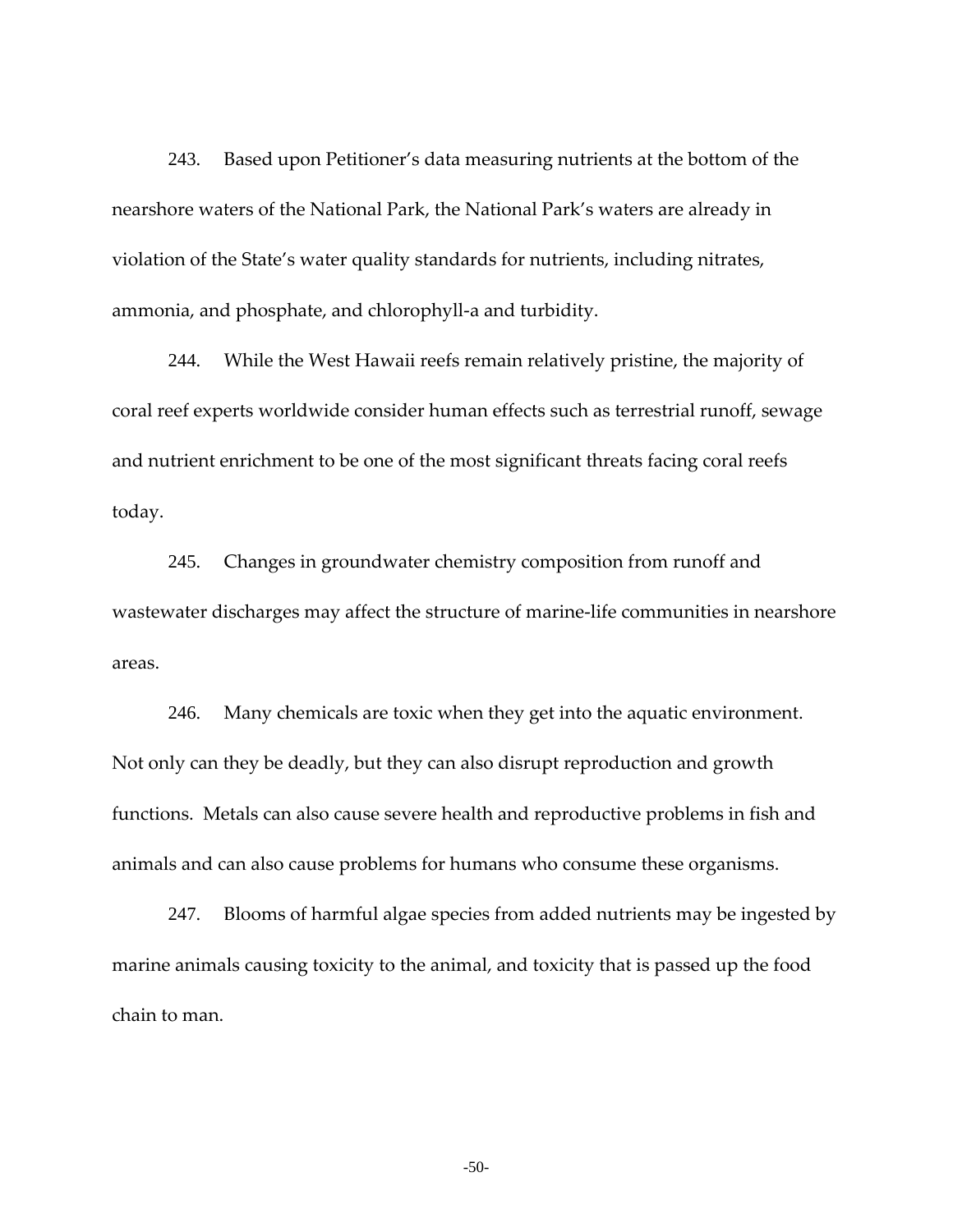243. Based upon Petitioner's data measuring nutrients at the bottom of the nearshore waters of the National Park, the National Park's waters are already in violation of the State's water quality standards for nutrients, including nitrates, ammonia, and phosphate, and chlorophyll-a and turbidity.

244. While the West Hawaii reefs remain relatively pristine, the majority of coral reef experts worldwide consider human effects such as terrestrial runoff, sewage and nutrient enrichment to be one of the most significant threats facing coral reefs today.

245. Changes in groundwater chemistry composition from runoff and wastewater discharges may affect the structure of marine-life communities in nearshore areas.

246. Many chemicals are toxic when they get into the aquatic environment. Not only can they be deadly, but they can also disrupt reproduction and growth functions. Metals can also cause severe health and reproductive problems in fish and animals and can also cause problems for humans who consume these organisms.

247. Blooms of harmful algae species from added nutrients may be ingested by marine animals causing toxicity to the animal, and toxicity that is passed up the food chain to man.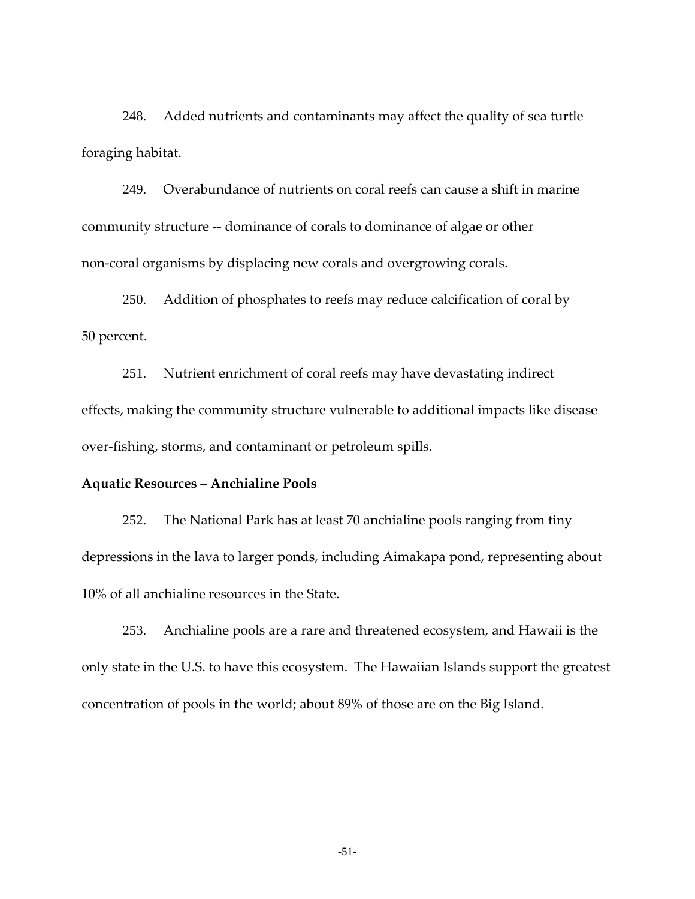248. Added nutrients and contaminants may affect the quality of sea turtle foraging habitat.

249. Overabundance of nutrients on coral reefs can cause a shift in marine community structure -- dominance of corals to dominance of algae or other non-coral organisms by displacing new corals and overgrowing corals.

250. Addition of phosphates to reefs may reduce calcification of coral by 50 percent.

251. Nutrient enrichment of coral reefs may have devastating indirect effects, making the community structure vulnerable to additional impacts like disease over-fishing, storms, and contaminant or petroleum spills.

**Aquatic Resources – Anchialine Pools**

252. The National Park has at least 70 anchialine pools ranging from tiny depressions in the lava to larger ponds, including Aimakapa pond, representing about 10% of all anchialine resources in the State.

253. Anchialine pools are a rare and threatened ecosystem, and Hawaii is the only state in the U.S. to have this ecosystem. The Hawaiian Islands support the greatest concentration of pools in the world; about 89% of those are on the Big Island.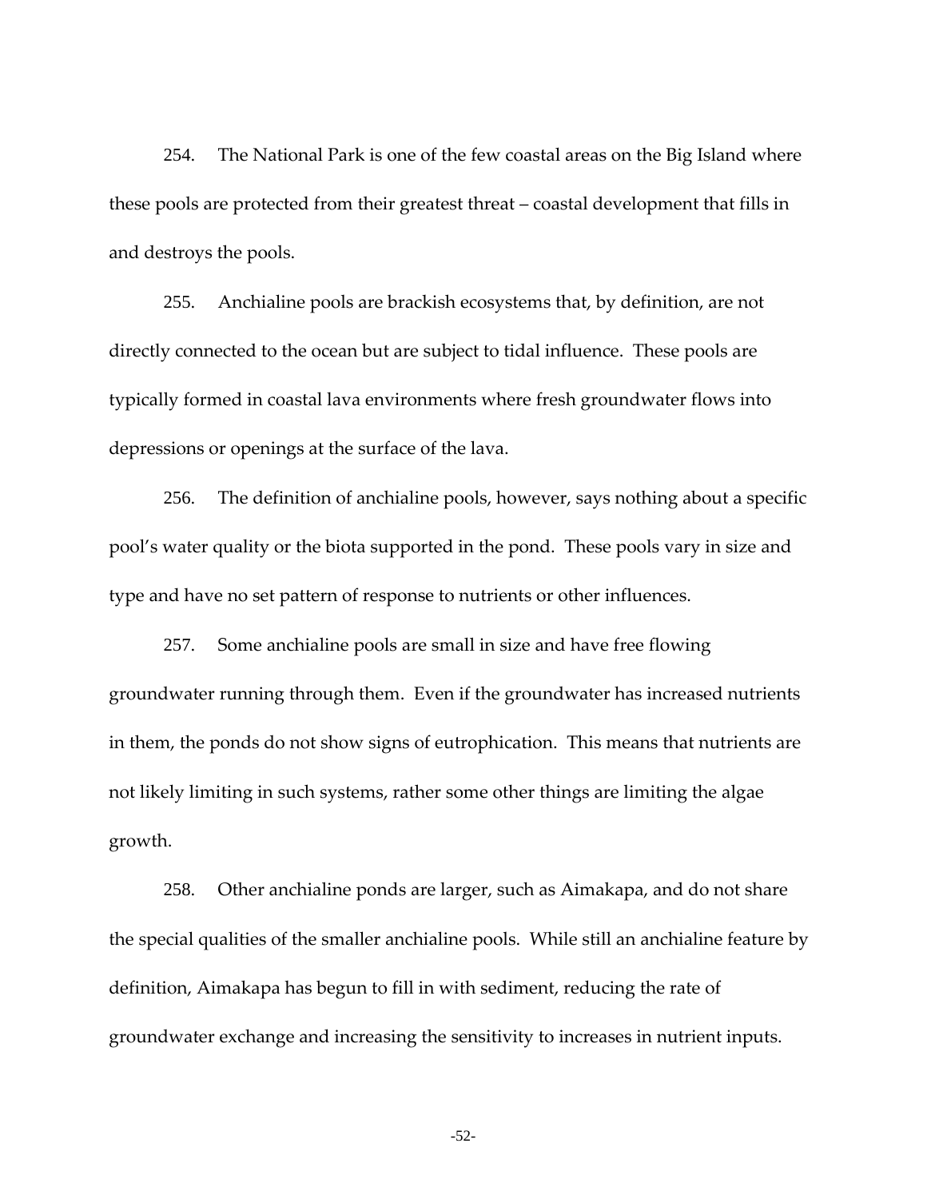254. The National Park is one of the few coastal areas on the Big Island where these pools are protected from their greatest threat – coastal development that fills in and destroys the pools.

255. Anchialine pools are brackish ecosystems that, by definition, are not directly connected to the ocean but are subject to tidal influence. These pools are typically formed in coastal lava environments where fresh groundwater flows into depressions or openings at the surface of the lava.

256. The definition of anchialine pools, however, says nothing about a specific pool's water quality or the biota supported in the pond. These pools vary in size and type and have no set pattern of response to nutrients or other influences.

257. Some anchialine pools are small in size and have free flowing groundwater running through them. Even if the groundwater has increased nutrients in them, the ponds do not show signs of eutrophication. This means that nutrients are not likely limiting in such systems, rather some other things are limiting the algae growth.

258. Other anchialine ponds are larger, such as Aimakapa, and do not share the special qualities of the smaller anchialine pools. While still an anchialine feature by definition, Aimakapa has begun to fill in with sediment, reducing the rate of groundwater exchange and increasing the sensitivity to increases in nutrient inputs.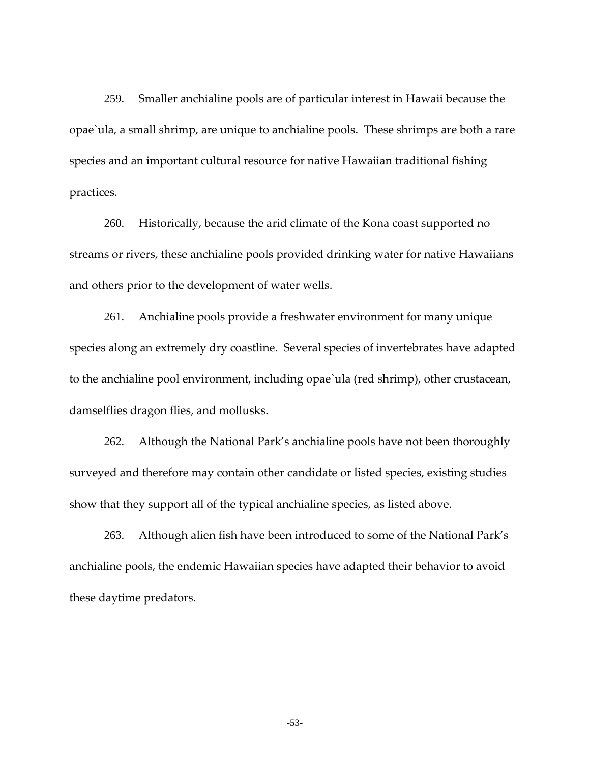259. Smaller anchialine pools are of particular interest in Hawaii because the opae`ula, a small shrimp, are unique to anchialine pools. These shrimps are both a rare species and an important cultural resource for native Hawaiian traditional fishing practices.

260. Historically, because the arid climate of the Kona coast supported no streams or rivers, these anchialine pools provided drinking water for native Hawaiians and others prior to the development of water wells.

261. Anchialine pools provide a freshwater environment for many unique species along an extremely dry coastline. Several species of invertebrates have adapted to the anchialine pool environment, including opae`ula (red shrimp), other crustacean, damselflies dragon flies, and mollusks.

262. Although the National Park's anchialine pools have not been thoroughly surveyed and therefore may contain other candidate or listed species, existing studies show that they support all of the typical anchialine species, as listed above.

263. Although alien fish have been introduced to some of the National Park's anchialine pools, the endemic Hawaiian species have adapted their behavior to avoid these daytime predators.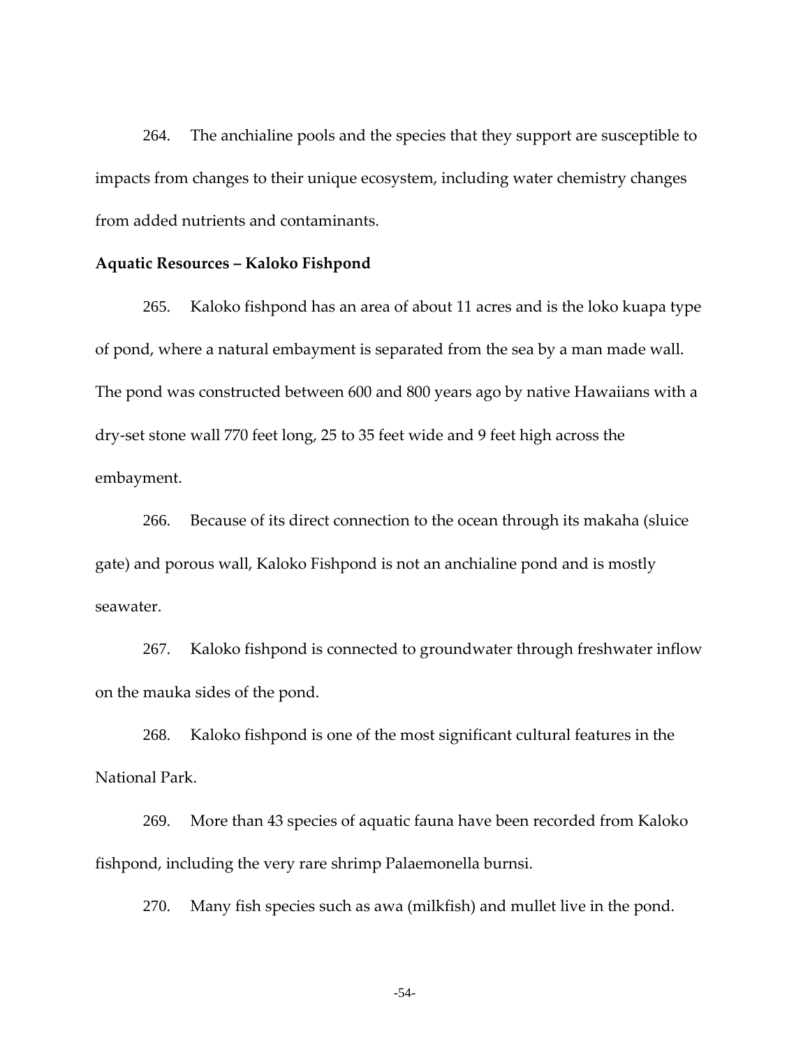264. The anchialine pools and the species that they support are susceptible to impacts from changes to their unique ecosystem, including water chemistry changes from added nutrients and contaminants.

**Aquatic Resources – Kaloko Fishpond**

265. Kaloko fishpond has an area of about 11 acres and is the loko kuapa type of pond, where a natural embayment is separated from the sea by a man made wall. The pond was constructed between 600 and 800 years ago by native Hawaiians with a dry-set stone wall 770 feet long, 25 to 35 feet wide and 9 feet high across the embayment.

266. Because of its direct connection to the ocean through its makaha (sluice gate) and porous wall, Kaloko Fishpond is not an anchialine pond and is mostly seawater.

267. Kaloko fishpond is connected to groundwater through freshwater inflow on the mauka sides of the pond.

268. Kaloko fishpond is one of the most significant cultural features in the National Park.

269. More than 43 species of aquatic fauna have been recorded from Kaloko fishpond, including the very rare shrimp Palaemonella burnsi.

270. Many fish species such as awa (milkfish) and mullet live in the pond.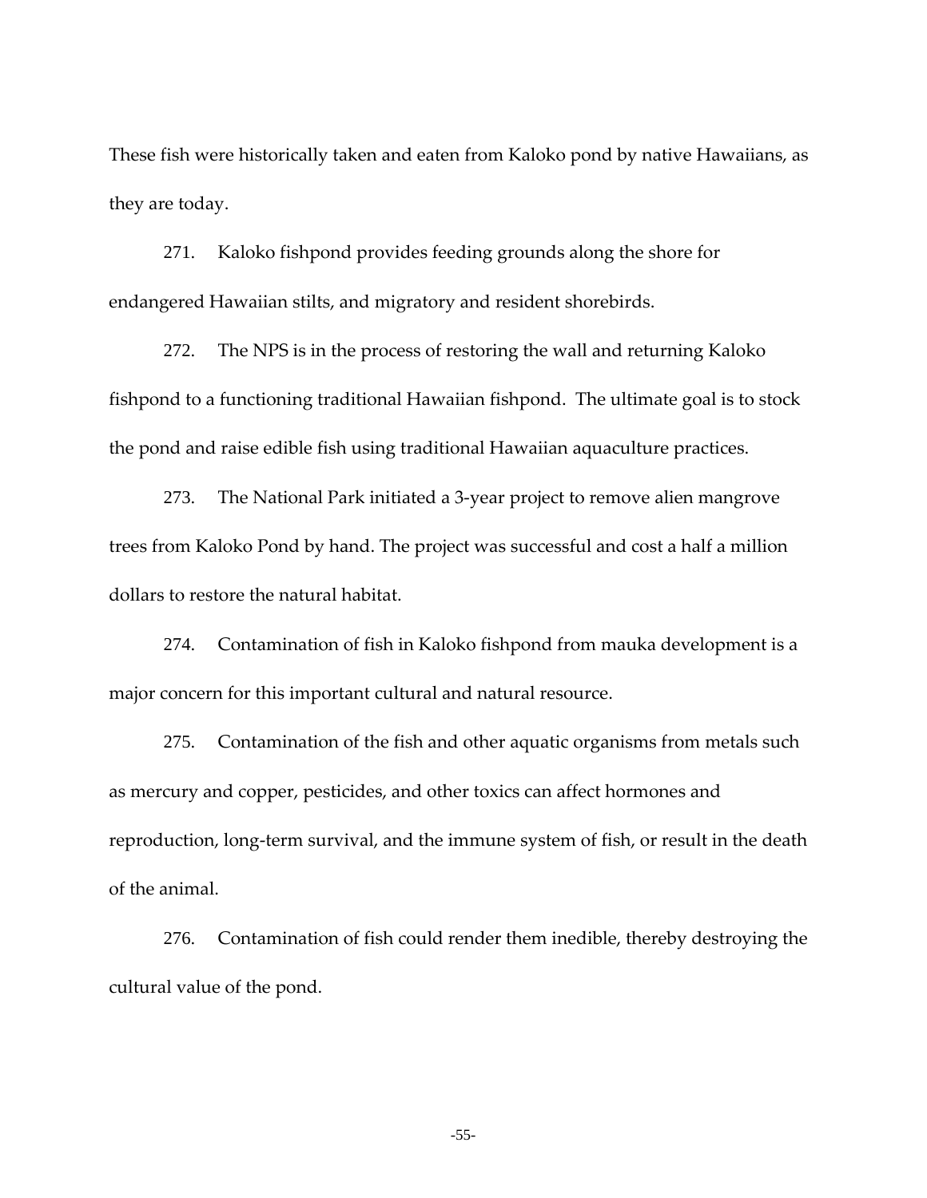These fish were historically taken and eaten from Kaloko pond by native Hawaiians, as they are today.

271. Kaloko fishpond provides feeding grounds along the shore for endangered Hawaiian stilts, and migratory and resident shorebirds.

272. The NPS is in the process of restoring the wall and returning Kaloko fishpond to a functioning traditional Hawaiian fishpond. The ultimate goal is to stock the pond and raise edible fish using traditional Hawaiian aquaculture practices.

273. The National Park initiated a 3-year project to remove alien mangrove trees from Kaloko Pond by hand. The project was successful and cost a half a million dollars to restore the natural habitat.

274. Contamination of fish in Kaloko fishpond from mauka development is a major concern for this important cultural and natural resource.

275. Contamination of the fish and other aquatic organisms from metals such as mercury and copper, pesticides, and other toxics can affect hormones and reproduction, long-term survival, and the immune system of fish, or result in the death of the animal.

276. Contamination of fish could render them inedible, thereby destroying the cultural value of the pond.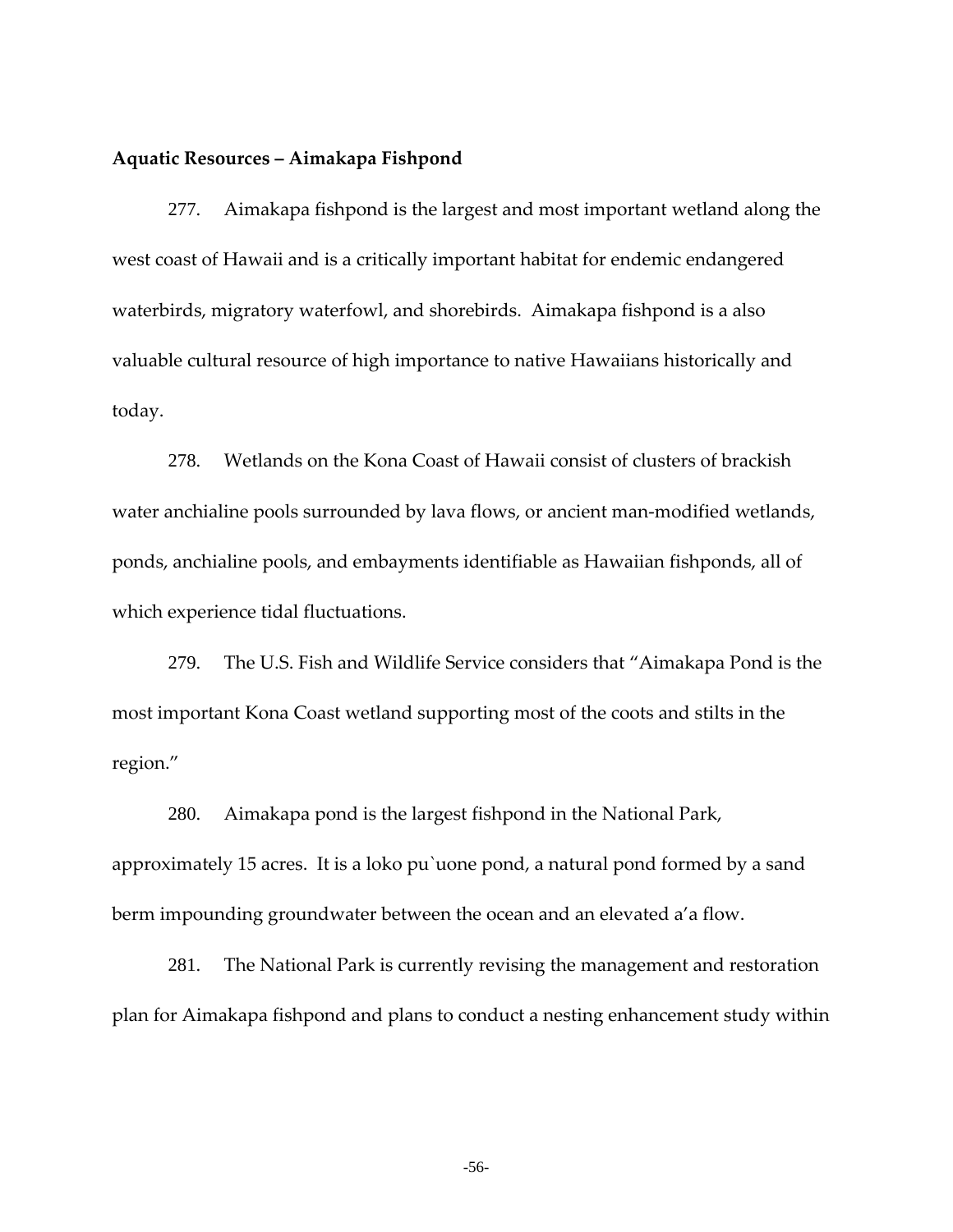**Aquatic Resources – Aimakapa Fishpond**

277. Aimakapa fishpond is the largest and most important wetland along the west coast of Hawaii and is a critically important habitat for endemic endangered waterbirds, migratory waterfowl, and shorebirds. Aimakapa fishpond is a also valuable cultural resource of high importance to native Hawaiians historically and today.

278. Wetlands on the Kona Coast of Hawaii consist of clusters of brackish water anchialine pools surrounded by lava flows, or ancient man-modified wetlands, ponds, anchialine pools, and embayments identifiable as Hawaiian fishponds, all of which experience tidal fluctuations.

279. The U.S. Fish and Wildlife Service considers that "Aimakapa Pond is the most important Kona Coast wetland supporting most of the coots and stilts in the region."

280. Aimakapa pond is the largest fishpond in the National Park, approximately 15 acres. It is a loko pu`uone pond, a natural pond formed by a sand berm impounding groundwater between the ocean and an elevated a'a flow.

281. The National Park is currently revising the management and restoration plan for Aimakapa fishpond and plans to conduct a nesting enhancement study within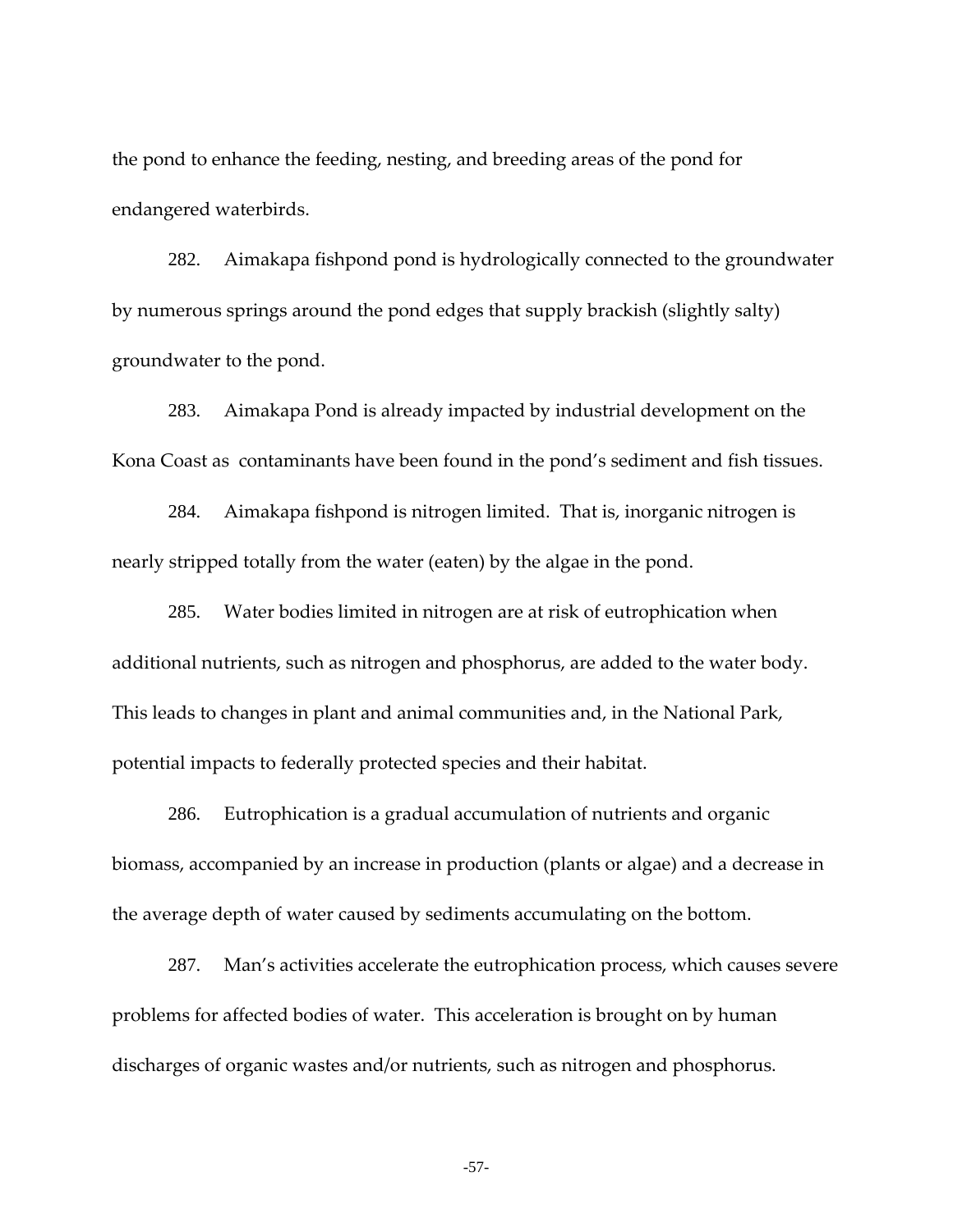the pond to enhance the feeding, nesting, and breeding areas of the pond for endangered waterbirds.

282. Aimakapa fishpond pond is hydrologically connected to the groundwater by numerous springs around the pond edges that supply brackish (slightly salty) groundwater to the pond.

283. Aimakapa Pond is already impacted by industrial development on the Kona Coast as contaminants have been found in the pond's sediment and fish tissues.

284. Aimakapa fishpond is nitrogen limited. That is, inorganic nitrogen is nearly stripped totally from the water (eaten) by the algae in the pond.

285. Water bodies limited in nitrogen are at risk of eutrophication when additional nutrients, such as nitrogen and phosphorus, are added to the water body. This leads to changes in plant and animal communities and, in the National Park, potential impacts to federally protected species and their habitat.

286. Eutrophication is a gradual accumulation of nutrients and organic biomass, accompanied by an increase in production (plants or algae) and a decrease in the average depth of water caused by sediments accumulating on the bottom.

287. Man's activities accelerate the eutrophication process, which causes severe problems for affected bodies of water. This acceleration is brought on by human discharges of organic wastes and/or nutrients, such as nitrogen and phosphorus.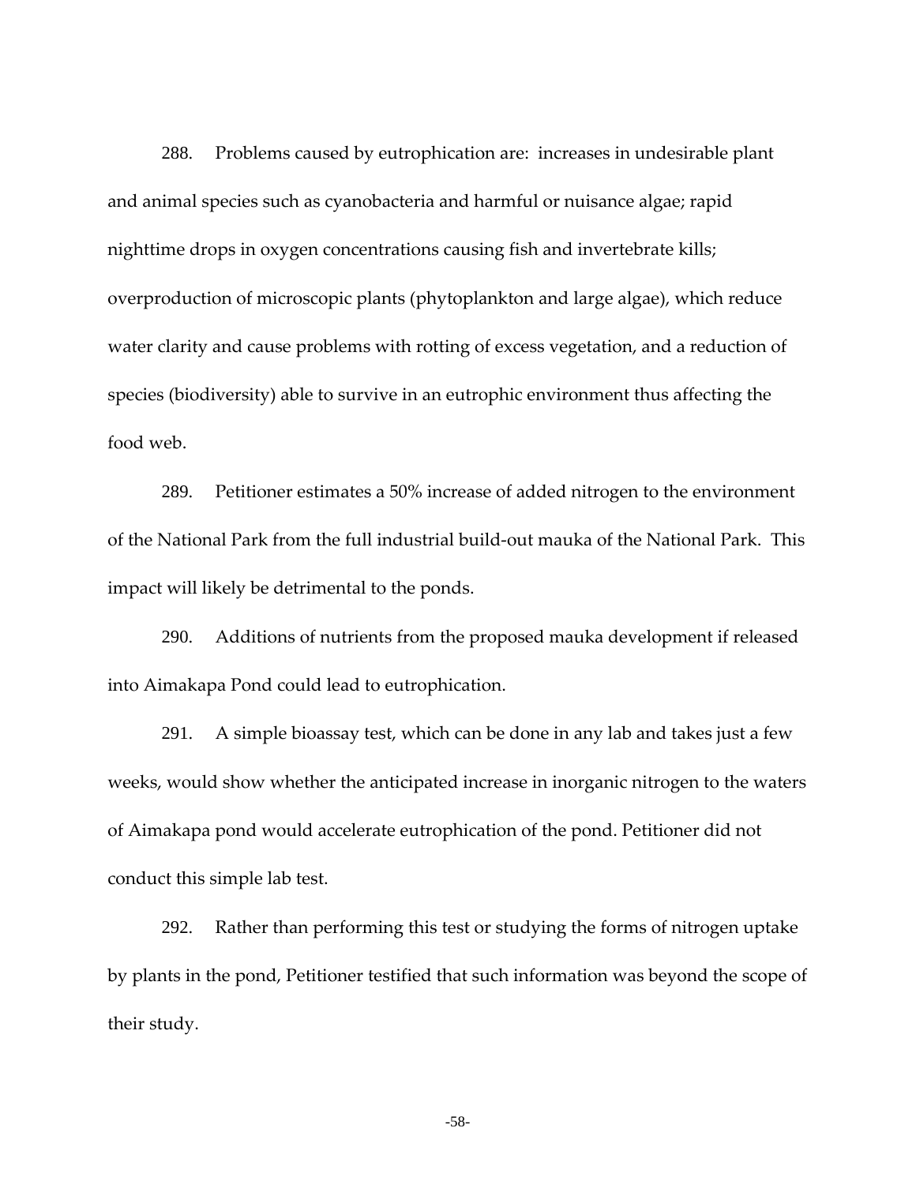288. Problems caused by eutrophication are: increases in undesirable plant and animal species such as cyanobacteria and harmful or nuisance algae; rapid nighttime drops in oxygen concentrations causing fish and invertebrate kills; overproduction of microscopic plants (phytoplankton and large algae), which reduce water clarity and cause problems with rotting of excess vegetation, and a reduction of species (biodiversity) able to survive in an eutrophic environment thus affecting the food web.

289. Petitioner estimates a 50% increase of added nitrogen to the environment of the National Park from the full industrial build-out mauka of the National Park. This impact will likely be detrimental to the ponds.

290. Additions of nutrients from the proposed mauka development if released into Aimakapa Pond could lead to eutrophication.

291. A simple bioassay test, which can be done in any lab and takes just a few weeks, would show whether the anticipated increase in inorganic nitrogen to the waters of Aimakapa pond would accelerate eutrophication of the pond. Petitioner did not conduct this simple lab test.

292. Rather than performing this test or studying the forms of nitrogen uptake by plants in the pond, Petitioner testified that such information was beyond the scope of their study.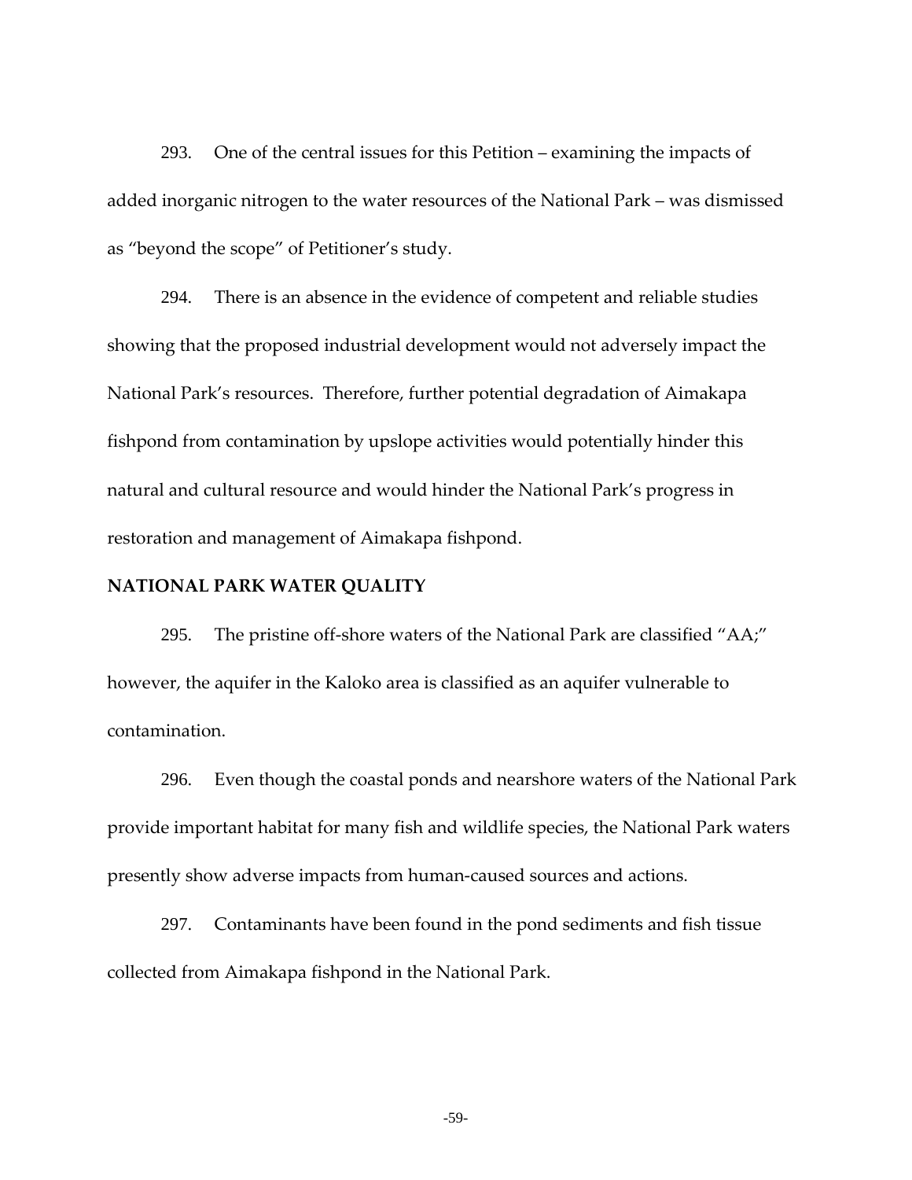293. One of the central issues for this Petition – examining the impacts of added inorganic nitrogen to the water resources of the National Park – was dismissed as "beyond the scope" of Petitioner's study.

294. There is an absence in the evidence of competent and reliable studies showing that the proposed industrial development would not adversely impact the National Park's resources. Therefore, further potential degradation of Aimakapa fishpond from contamination by upslope activities would potentially hinder this natural and cultural resource and would hinder the National Park's progress in restoration and management of Aimakapa fishpond.

**NATIONAL PARK WATER QUALITY**

295. The pristine off-shore waters of the National Park are classified "AA;" however, the aquifer in the Kaloko area is classified as an aquifer vulnerable to contamination.

296. Even though the coastal ponds and nearshore waters of the National Park provide important habitat for many fish and wildlife species, the National Park waters presently show adverse impacts from human-caused sources and actions.

297. Contaminants have been found in the pond sediments and fish tissue collected from Aimakapa fishpond in the National Park.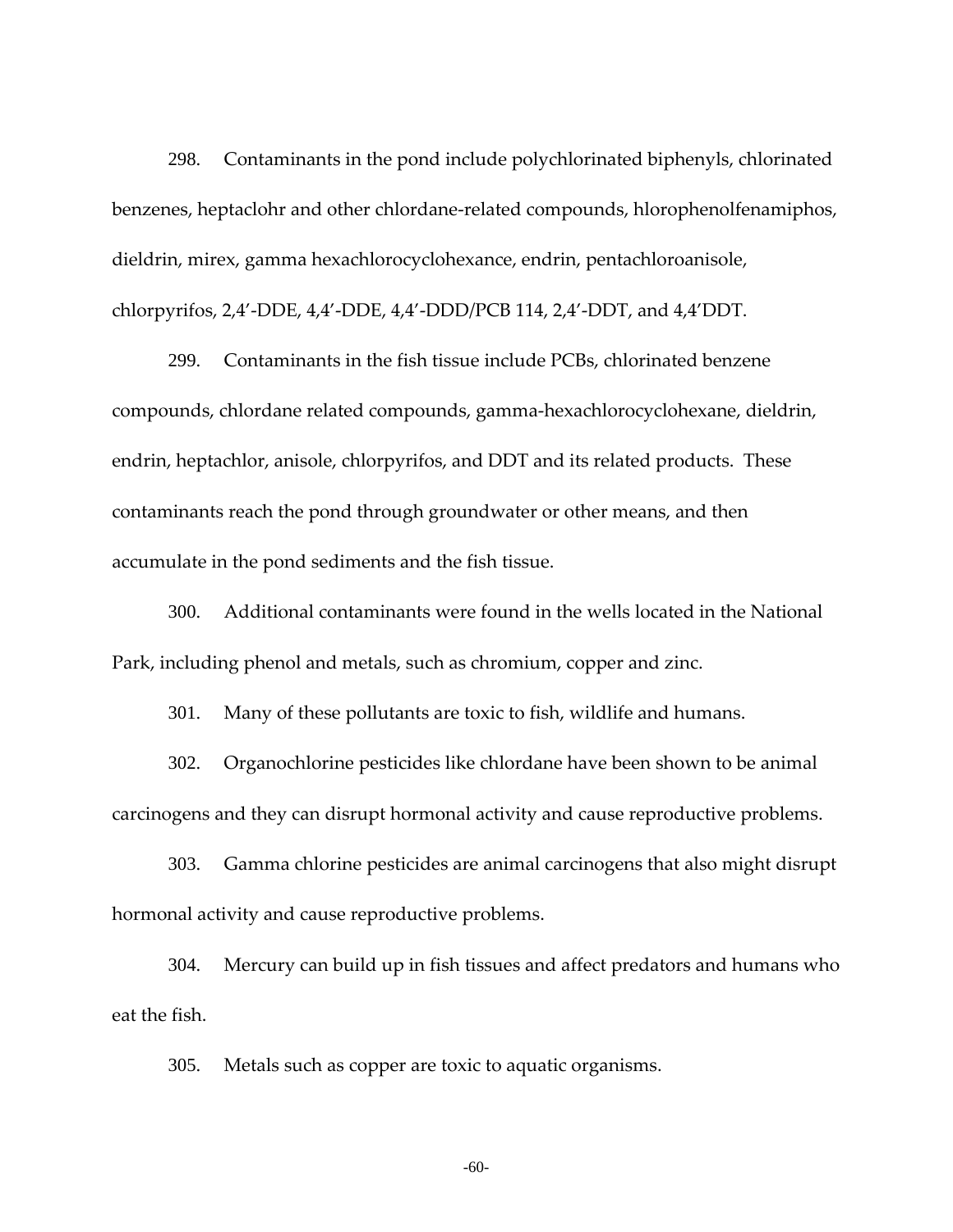298. Contaminants in the pond include polychlorinated biphenyls, chlorinated benzenes, heptaclohr and other chlordane-related compounds, hlorophenolfenamiphos, dieldrin, mirex, gamma hexachlorocyclohexance, endrin, pentachloroanisole, chlorpyrifos, 2,4'-DDE, 4,4'-DDE, 4,4'-DDD/PCB 114, 2,4'-DDT, and 4,4'DDT.

299. Contaminants in the fish tissue include PCBs, chlorinated benzene compounds, chlordane related compounds, gamma-hexachlorocyclohexane, dieldrin, endrin, heptachlor, anisole, chlorpyrifos, and DDT and its related products. These contaminants reach the pond through groundwater or other means, and then accumulate in the pond sediments and the fish tissue.

300. Additional contaminants were found in the wells located in the National Park, including phenol and metals, such as chromium, copper and zinc.

301. Many of these pollutants are toxic to fish, wildlife and humans.

302. Organochlorine pesticides like chlordane have been shown to be animal carcinogens and they can disrupt hormonal activity and cause reproductive problems.

303. Gamma chlorine pesticides are animal carcinogens that also might disrupt hormonal activity and cause reproductive problems.

304. Mercury can build up in fish tissues and affect predators and humans who eat the fish.

305. Metals such as copper are toxic to aquatic organisms.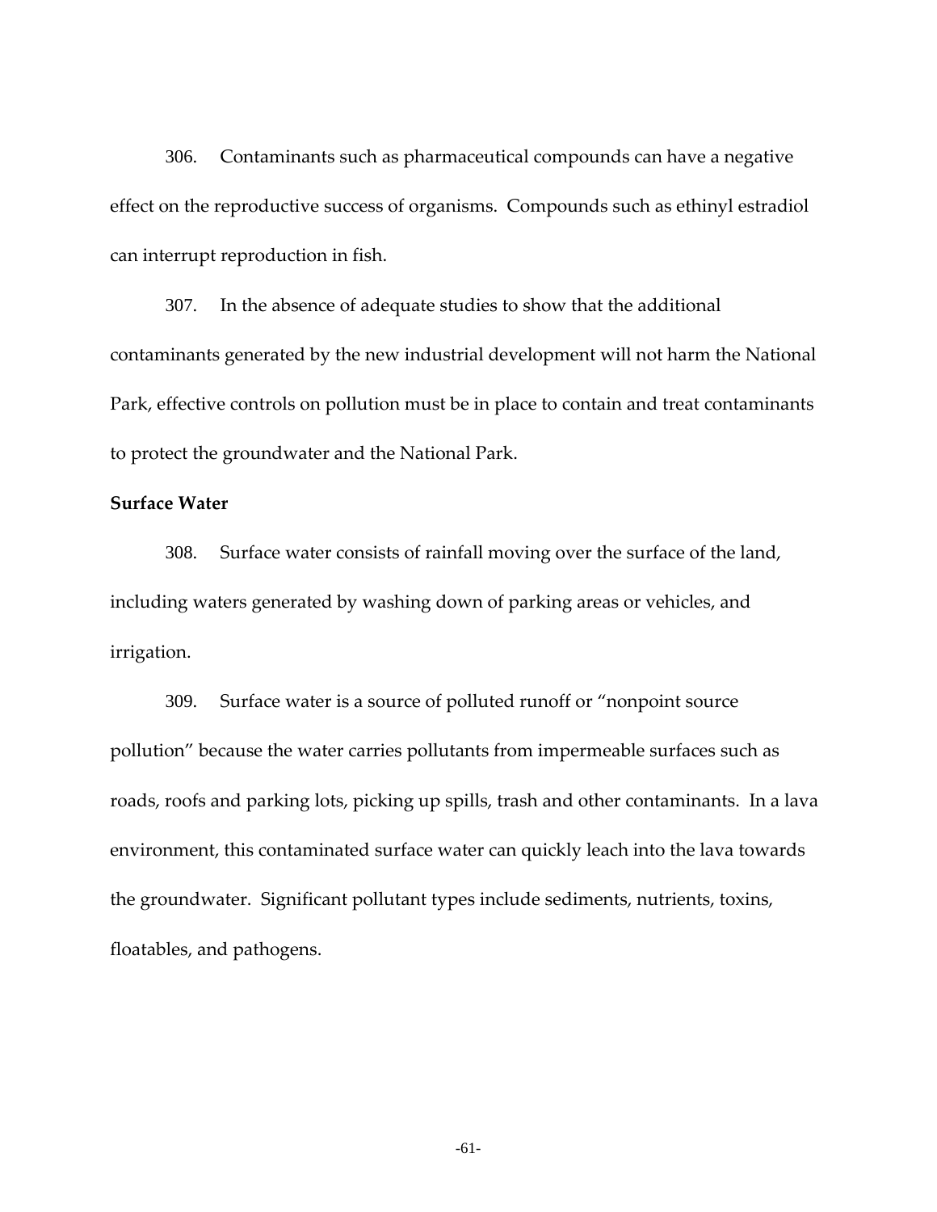306. Contaminants such as pharmaceutical compounds can have a negative effect on the reproductive success of organisms. Compounds such as ethinyl estradiol can interrupt reproduction in fish.

307. In the absence of adequate studies to show that the additional contaminants generated by the new industrial development will not harm the National Park, effective controls on pollution must be in place to contain and treat contaminants to protect the groundwater and the National Park.

**Surface Water**

308. Surface water consists of rainfall moving over the surface of the land, including waters generated by washing down of parking areas or vehicles, and irrigation.

309. Surface water is a source of polluted runoff or "nonpoint source pollution" because the water carries pollutants from impermeable surfaces such as roads, roofs and parking lots, picking up spills, trash and other contaminants. In a lava environment, this contaminated surface water can quickly leach into the lava towards the groundwater. Significant pollutant types include sediments, nutrients, toxins, floatables, and pathogens.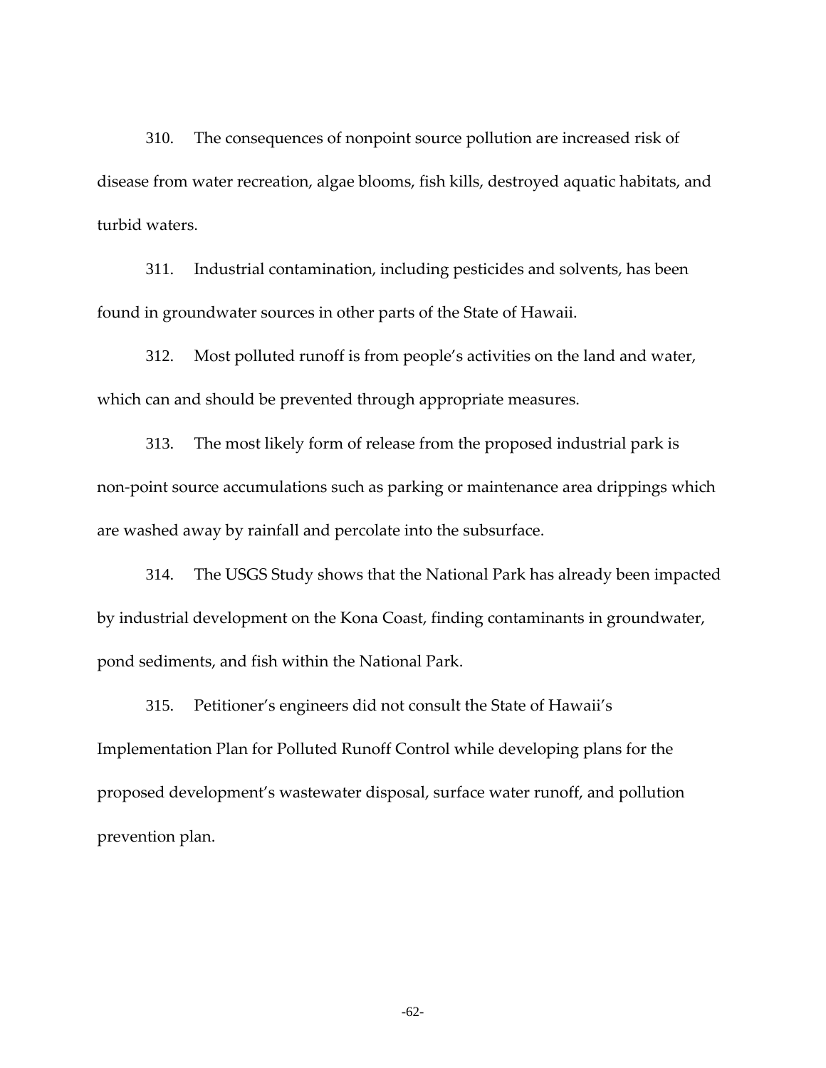310. The consequences of nonpoint source pollution are increased risk of disease from water recreation, algae blooms, fish kills, destroyed aquatic habitats, and turbid waters.

311. Industrial contamination, including pesticides and solvents, has been found in groundwater sources in other parts of the State of Hawaii.

312. Most polluted runoff is from people's activities on the land and water, which can and should be prevented through appropriate measures.

313. The most likely form of release from the proposed industrial park is non-point source accumulations such as parking or maintenance area drippings which are washed away by rainfall and percolate into the subsurface.

314. The USGS Study shows that the National Park has already been impacted by industrial development on the Kona Coast, finding contaminants in groundwater, pond sediments, and fish within the National Park.

315. Petitioner's engineers did not consult the State of Hawaii's Implementation Plan for Polluted Runoff Control while developing plans for the proposed development's wastewater disposal, surface water runoff, and pollution prevention plan.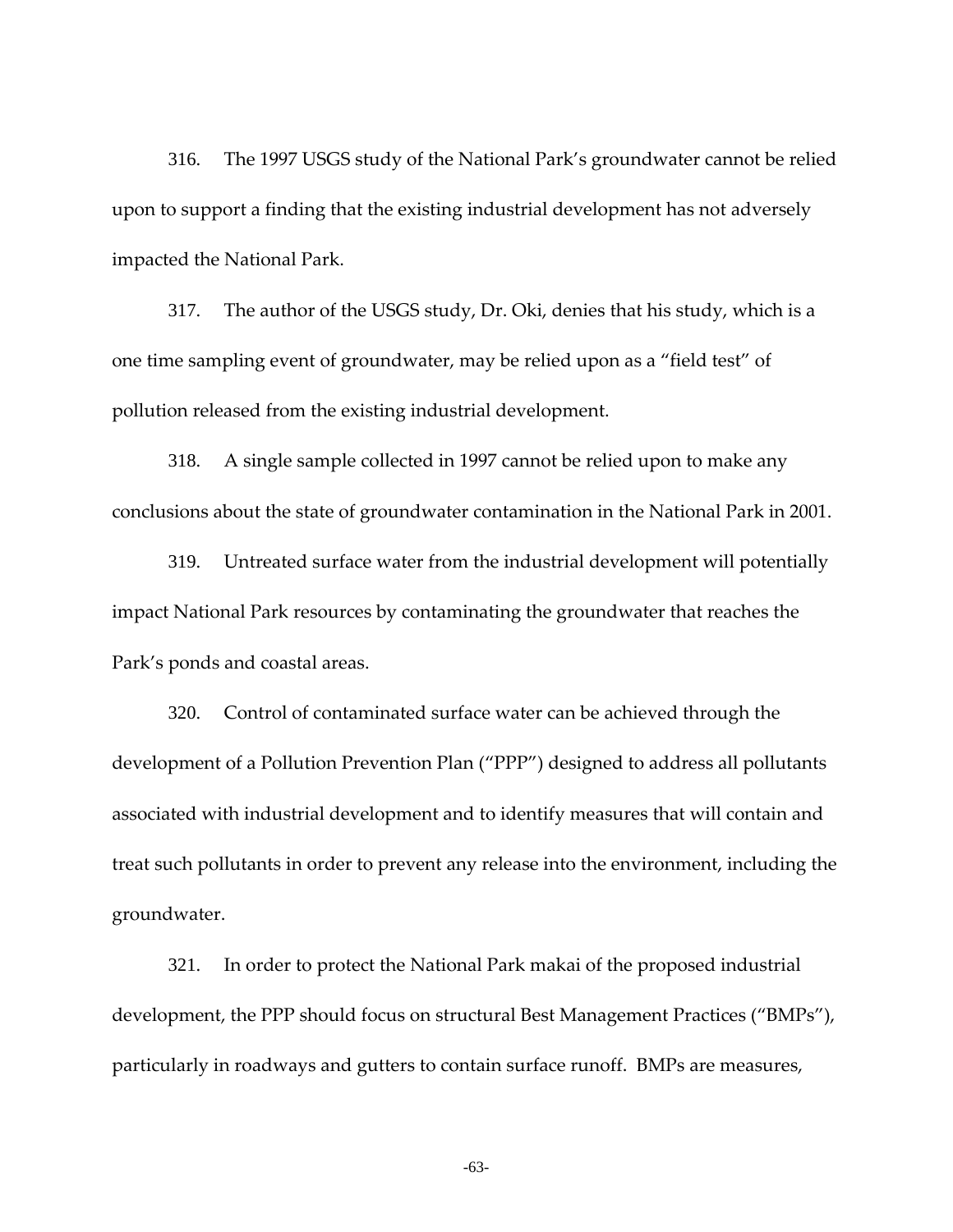316. The 1997 USGS study of the National Park's groundwater cannot be relied upon to support a finding that the existing industrial development has not adversely impacted the National Park.

317. The author of the USGS study, Dr. Oki, denies that his study, which is a one time sampling event of groundwater, may be relied upon as a "field test" of pollution released from the existing industrial development.

318. A single sample collected in 1997 cannot be relied upon to make any conclusions about the state of groundwater contamination in the National Park in 2001.

319. Untreated surface water from the industrial development will potentially impact National Park resources by contaminating the groundwater that reaches the Park's ponds and coastal areas.

320. Control of contaminated surface water can be achieved through the development of a Pollution Prevention Plan ("PPP") designed to address all pollutants associated with industrial development and to identify measures that will contain and treat such pollutants in order to prevent any release into the environment, including the groundwater.

321. In order to protect the National Park makai of the proposed industrial development, the PPP should focus on structural Best Management Practices ("BMPs"), particularly in roadways and gutters to contain surface runoff. BMPs are measures,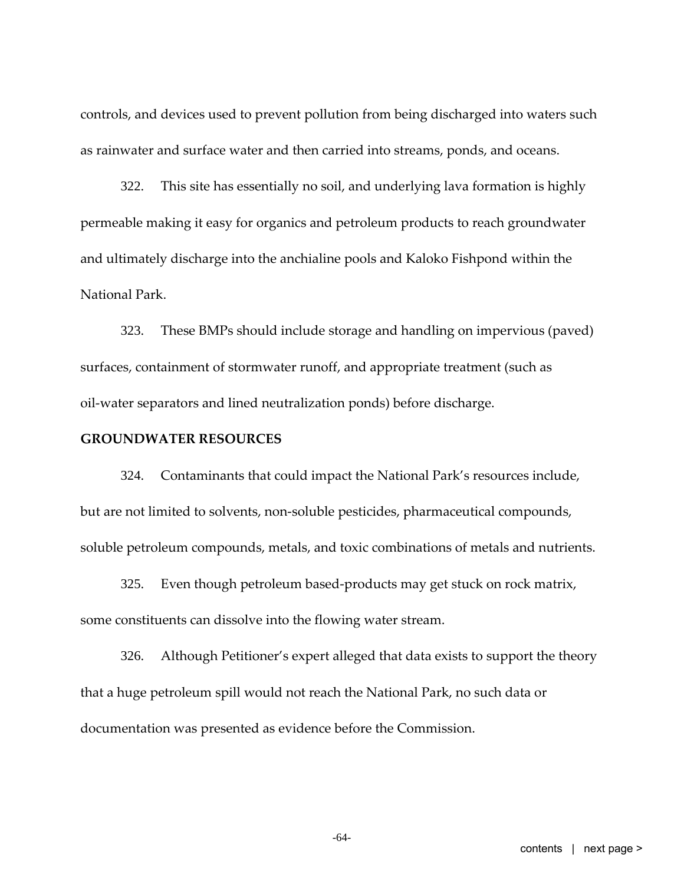controls, and devices used to prevent pollution from being discharged into waters such as rainwater and surface water and then carried into streams, ponds, and oceans.

322. This site has essentially no soil, and underlying lava formation is highly permeable making it easy for organics and petroleum products to reach groundwater and ultimately discharge into the anchialine pools and Kaloko Fishpond within the National Park.

323. These BMPs should include storage and handling on impervious (paved) surfaces, containment of stormwater runoff, and appropriate treatment (such as oil-water separators and lined neutralization ponds) before discharge.

**GROUNDWATER RESOURCES**

324. Contaminants that could impact the National Park's resources include, but are not limited to solvents, non-soluble pesticides, pharmaceutical compounds, soluble petroleum compounds, metals, and toxic combinations of metals and nutrients.

325. Even though petroleum based-products may get stuck on rock matrix, some constituents can dissolve into the flowing water stream.

326. Although Petitioner's expert alleged that data exists to support the theory that a huge petroleum spill would not reach the National Park, no such data or documentation was presented as evidence before the Commission.